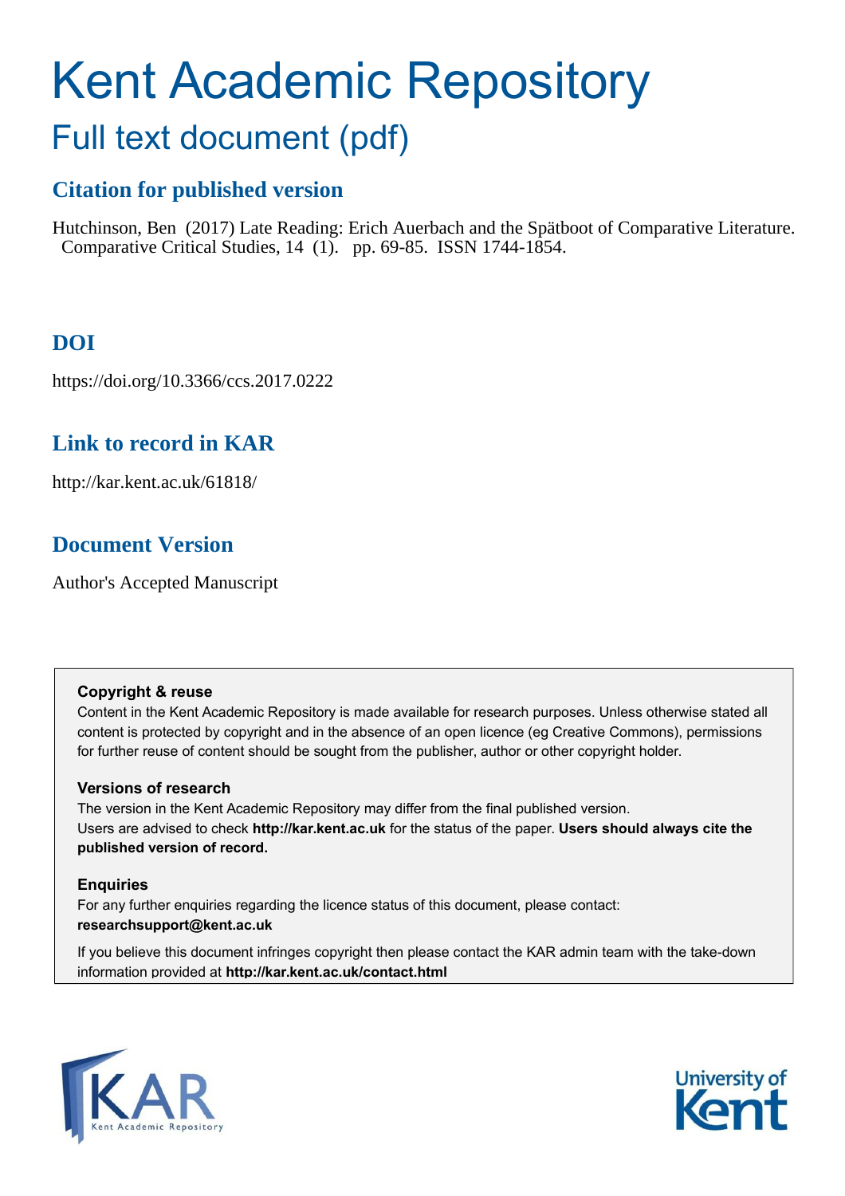# Kent Academic Repository

## Full text document (pdf)

### Citation for published version

Hutchinson, Ben (2017) Late Reading: Erich Auerbach and the Spätboot of Comparative Literature. Comparative Critical Studies, 14 (1). pp. 69-85. ISSN 1744-1854.

### DOI

https://doi.org/10.3366/ccs.2017.0222

### Link to record in KAR

http://kar.kent.ac.uk/61818/

### Document Version

Author's Accepted Manuscript

**Copyright & reuse**

Content in the Kent Academic Repository is made available for research purposes. Unless otherwise stated all content is protected by copyright and in the absence of an open licence (eg Creative Commons), permissions for further reuse of content should be sought from the publisher, author or other copyright holder.

**Versions of research**

The version in the Kent Academic Repository may differ from the final published version. Users are advised to check **http://kar.kent.ac.uk** for the status of the paper. **Users should always cite the published version of record.**

**Enquiries**

For any further enquiries regarding the licence status of this document, please contact: **researchsupport@kent.ac.uk**

If you believe this document infringes copyright then please contact the KAR admin team with the take-down information provided at **http://kar.kent.ac.uk/contact.html**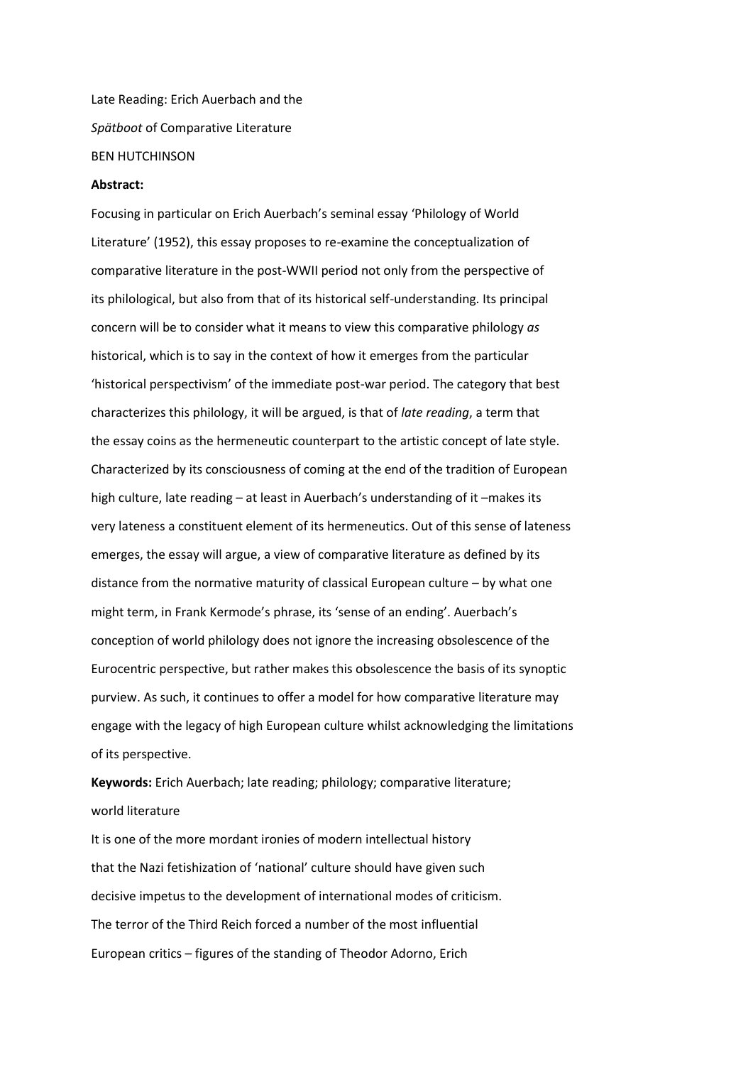Late Reading: Erich Auerbach and the *Spätboot* of Comparative Literature

BEN HUTCHINSON

**Abstract:**

Focusing in particular on Erich Auerbach's seminal essay 'Philology of World Literature' (1952), this essay proposes to re-examine the conceptualization of comparative literature in the post-WWII period not only from the perspective of its philological, but also from that of its historical self-understanding. Its principal concern will be to consider what it means to view this comparative philology *as* historical, which is to say in the context of how it emerges from the particular 'historical perspectivism' of the immediate post-war period. The category that best characterizes this philology, it will be argued, is that of *late reading*, a term that the essay coins as the hermeneutic counterpart to the artistic concept of late style. Characterized by its consciousness of coming at the end of the tradition of European high culture, late reading – at least in Auerbach's understanding of it –makes its very lateness a constituent element of its hermeneutics. Out of this sense of lateness emerges, the essay will argue, a view of comparative literature as defined by its distance from the normative maturity of classical European culture – by what one might term, in Frank Kermode's phrase, its 'sense of an ending'. Auerbach's conception of world philology does not ignore the increasing obsolescence of the Eurocentric perspective, but rather makes this obsolescence the basis of its synoptic purview. As such, it continues to offer a model for how comparative literature may engage with the legacy of high European culture whilst acknowledging the limitations of its perspective.

**Keywords:** Erich Auerbach; late reading; philology; comparative literature; world literature

It is one of the more mordant ironies of modern intellectual history that the Nazi fetishization of 'national' culture should have given such decisive impetus to the development of international modes of criticism. The terror of the Third Reich forced a number of the most influential European critics – figures of the standing of Theodor Adorno, Erich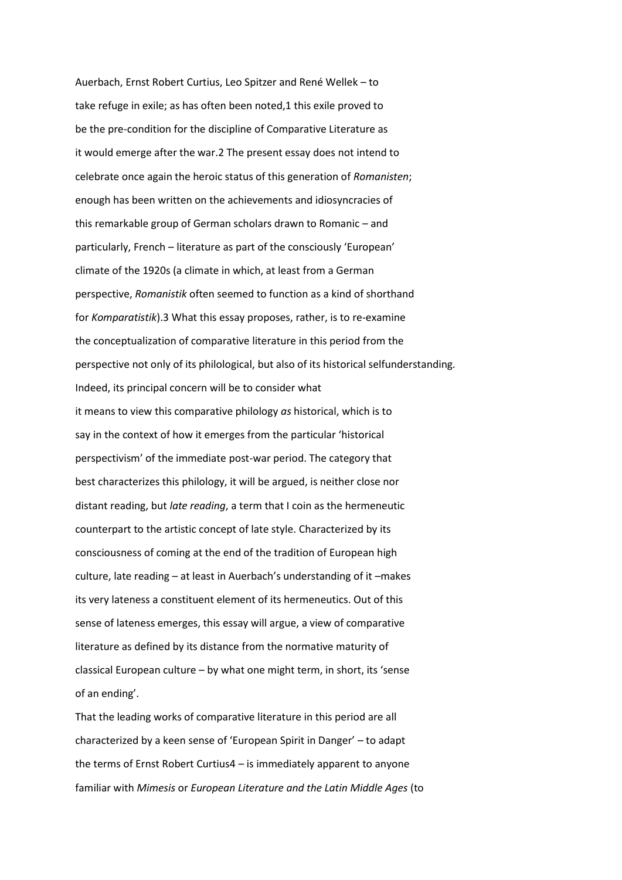Auerbach, Ernst Robert Curtius, Leo Spitzer and René Wellek – to take refuge in exile; as has often been noted,[1] this exile proved to be the pre-condition for the discipline of Comparative Literature as it would emerge after the war.[2] The present essay does not intend to celebrate once again the heroic status of this generation of *Romanisten*; enough has been written on the achievements and idiosyncracies of this remarkable group of German scholars drawn to Romanic – and particularly, French – literature as part of the consciously 'European' climate of the 1920s (a climate in which, at least from a German perspective, *Romanistik* often seemed to function as a kind of shorthand for *Komparatistik*).[3] What this essay proposes, rather, is to re-examine the conceptualization of comparative literature in this period from the perspective not only of its philological, but also of its historical selfunderstanding. Indeed, its principal concern will be to consider what it means to view this comparative philology *as* historical, which is to say in the context of how it emerges from the particular 'historical perspectivism' of the immediate post-war period. The category that best characterizes this philology, it will be argued, is neither close nor distant reading, but *late reading*, a term that I coin as the hermeneutic counterpart to the artistic concept of late style. Characterized by its consciousness of coming at the end of the tradition of European high culture, late reading – at least in Auerbach's understanding of it –makes its very lateness a constituent element of its hermeneutics. Out of this sense of lateness emerges, this essay will argue, a view of comparative literature as defined by its distance from the normative maturity of classical European culture – by what one might term, in short, its 'sense of an ending'.

That the leading works of comparative literature in this period are all characterized by a keen sense of 'European Spirit in Danger' – to adapt the terms of Ernst Robert Curtius[4] – is immediately apparent to anyone familiar with *Mimesis* or *European Literature and the Latin Middle Ages* (to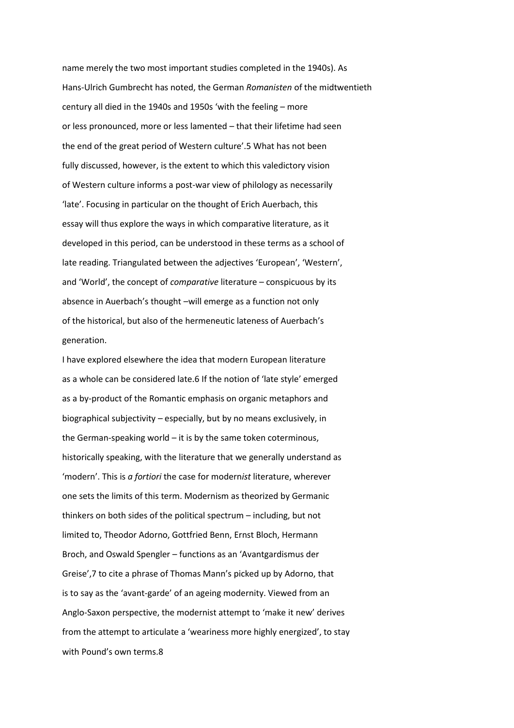name merely the two most important studies completed in the 1940s). As Hans-Ulrich Gumbrecht has noted, the German *Romanisten* of the midtwentieth century all died in the 1940s and 1950s 'with the feeling – more or less pronounced, more or less lamented – that their lifetime had seen the end of the great period of Western culture'.5 What has not been fully discussed, however, is the extent to which this valedictory vision of Western culture informs a post-war view of philology as necessarily 'late'. Focusing in particular on the thought of Erich Auerbach, this essay will thus explore the ways in which comparative literature, as it developed in this period, can be understood in these terms as a school of late reading. Triangulated between the adjectives 'European', 'Western', and 'World', the concept of *comparative* literature – conspicuous by its absence in Auerbach's thought –will emerge as a function not only of the historical, but also of the hermeneutic lateness of Auerbach's generation.

I have explored elsewhere the idea that modern European literature as a whole can be considered late.6 If the notion of 'late style' emerged as a by-product of the Romantic emphasis on organic metaphors and biographical subjectivity – especially, but by no means exclusively, in the German-speaking world – it is by the same token coterminous, historically speaking, with the literature that we generally understand as 'modern'. This is *a fortiori* the case for modern*ist* literature, wherever one sets the limits of this term. Modernism as theorized by Germanic thinkers on both sides of the political spectrum – including, but not limited to, Theodor Adorno, Gottfried Benn, Ernst Bloch, Hermann Broch, and Oswald Spengler – functions as an 'Avantgardismus der Greise',7 to cite a phrase of Thomas Mann's picked up by Adorno, that is to say as the 'avant-garde' of an ageing modernity. Viewed from an Anglo-Saxon perspective, the modernist attempt to 'make it new' derives from the attempt to articulate a 'weariness more highly energized', to stay with Pound's own terms.8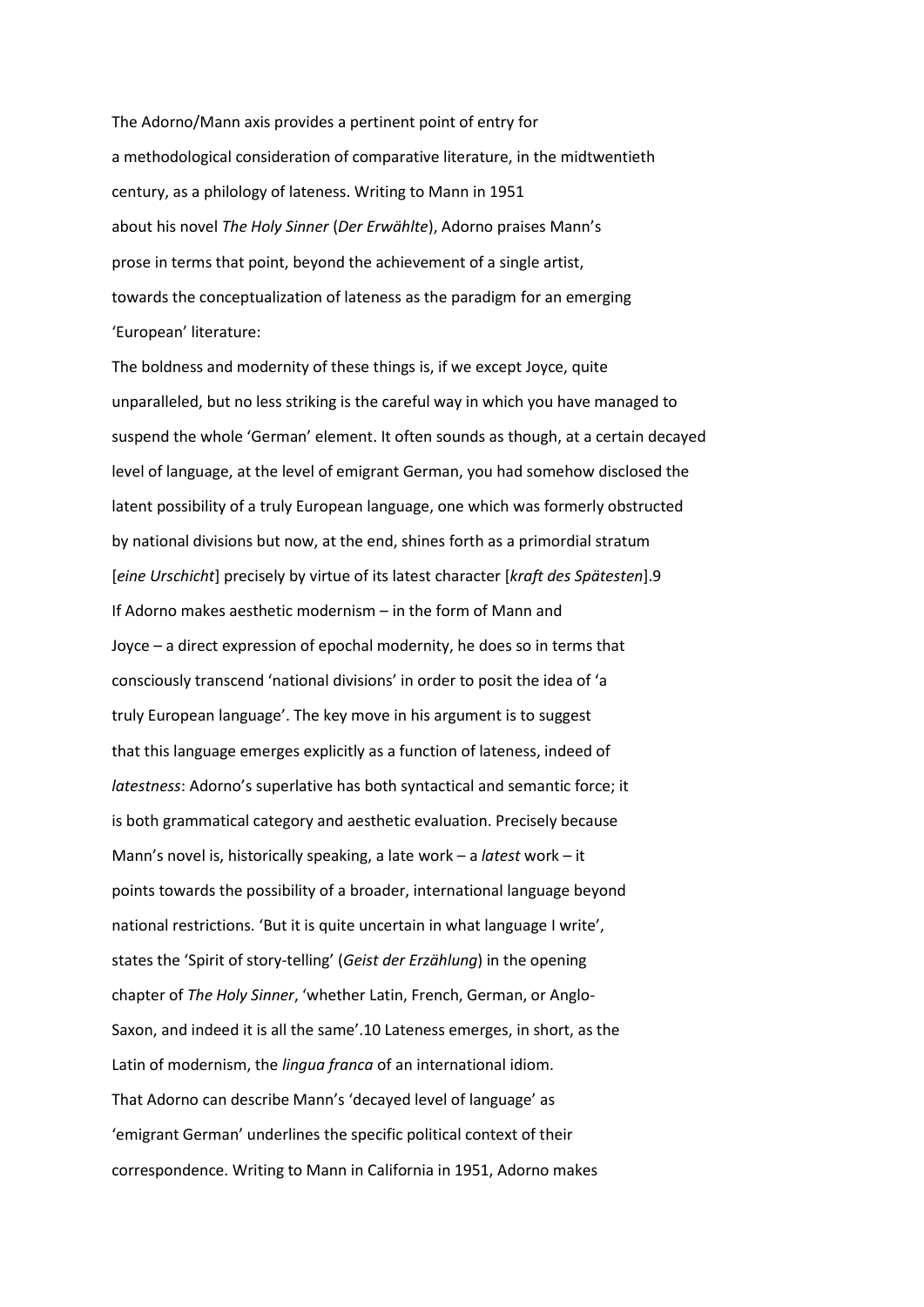The Adorno/Mann axis provides a pertinent point of entry for a methodological consideration of comparative literature, in the midtwentieth century, as a philology of lateness. Writing to Mann in 1951 about his novel *The Holy Sinner* (*Der Erwählte*), Adorno praises Mann's prose in terms that point, beyond the achievement of a single artist, towards the conceptualization of lateness as the paradigm for an emerging 'European' literature:

> The boldness and modernity of these things is, if we except Joyce, quite unparalleled, but no less striking is the careful way in which you have managed to suspend the whole 'German' element. It often sounds as though, at a certain decayed level of language, at the level of emigrant German, you had somehow disclosed the latent possibility of a truly European language, one which was formerly obstructed by national divisions but now, at the end, shines forth as a primordial stratum [*eine Urschicht*] precisely by virtue of its latest character [*kraft des Spätesten*].[9]

If Adorno makes aesthetic modernism – in the form of Mann and Joyce – a direct expression of epochal modernity, he does so in terms that consciously transcend 'national divisions' in order to posit the idea of 'a truly European language'. The key move in his argument is to suggest that this language emerges explicitly as a function of lateness, indeed of *latestness*: Adorno's superlative has both syntactical and semantic force; it is both grammatical category and aesthetic evaluation. Precisely because Mann's novel is, historically speaking, a late work – a *latest* work – it points towards the possibility of a broader, international language beyond national restrictions. 'But it is quite uncertain in what language I write', states the 'Spirit of story-telling' (*Geist der Erzählung*) in the opening chapter of *The Holy Sinner*, 'whether Latin, French, German, or Anglo-Saxon, and indeed it is all the same'.[10] Lateness emerges, in short, as the Latin of modernism, the *lingua franca* of an international idiom.

That Adorno can describe Mann's 'decayed level of language' as 'emigrant German' underlines the specific political context of their correspondence. Writing to Mann in California in 1951, Adorno makes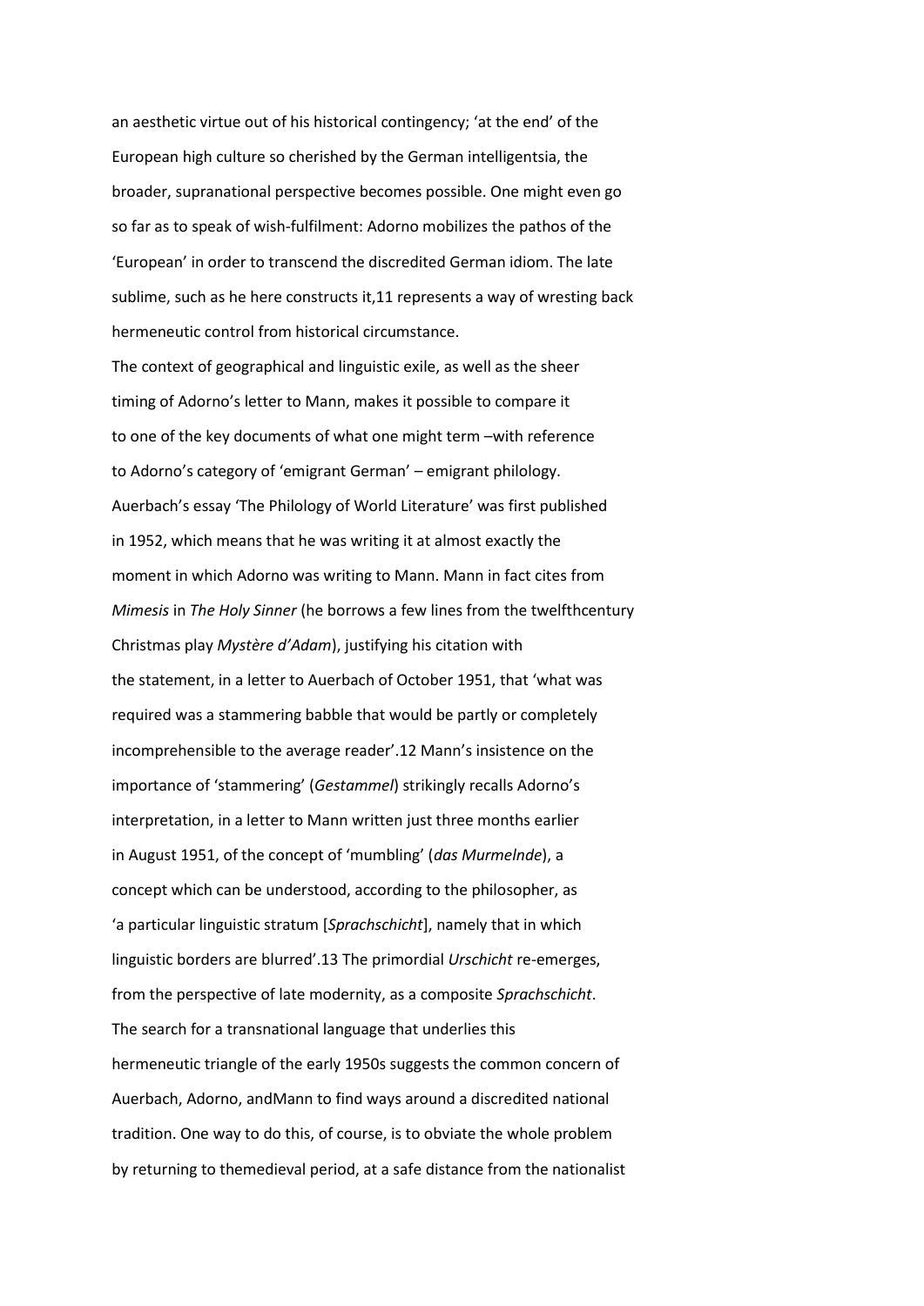an aesthetic virtue out of his historical contingency; 'at the end' of the European high culture so cherished by the German intelligentsia, the broader, supranational perspective becomes possible. One might even go so far as to speak of wish-fulfilment: Adorno mobilizes the pathos of the 'European' in order to transcend the discredited German idiom. The late sublime, such as he here constructs it,11 represents a way of wresting back hermeneutic control from historical circumstance.

The context of geographical and linguistic exile, as well as the sheer timing of Adorno's letter to Mann, makes it possible to compare it to one of the key documents of what one might term –with reference to Adorno's category of 'emigrant German' – emigrant philology. Auerbach's essay 'The Philology of World Literature' was first published in 1952, which means that he was writing it at almost exactly the moment in which Adorno was writing to Mann. Mann in fact cites from *Mimesis* in *The Holy Sinner* (he borrows a few lines from the twelfthcentury Christmas play *Mystère d'Adam*), justifying his citation with the statement, in a letter to Auerbach of October 1951, that 'what was required was a stammering babble that would be partly or completely incomprehensible to the average reader'.12 Mann's insistence on the importance of 'stammering' (*Gestammel*) strikingly recalls Adorno's interpretation, in a letter to Mann written just three months earlier in August 1951, of the concept of 'mumbling' (*das Murmelnde*), a concept which can be understood, according to the philosopher, as 'a particular linguistic stratum [*Sprachschicht*], namely that in which linguistic borders are blurred'.13 The primordial *Urschicht* re-emerges, from the perspective of late modernity, as a composite *Sprachschicht*. The search for a transnational language that underlies this hermeneutic triangle of the early 1950s suggests the common concern of Auerbach, Adorno, andMann to find ways around a discredited national tradition. One way to do this, of course, is to obviate the whole problem by returning to themedieval period, at a safe distance from the nationalist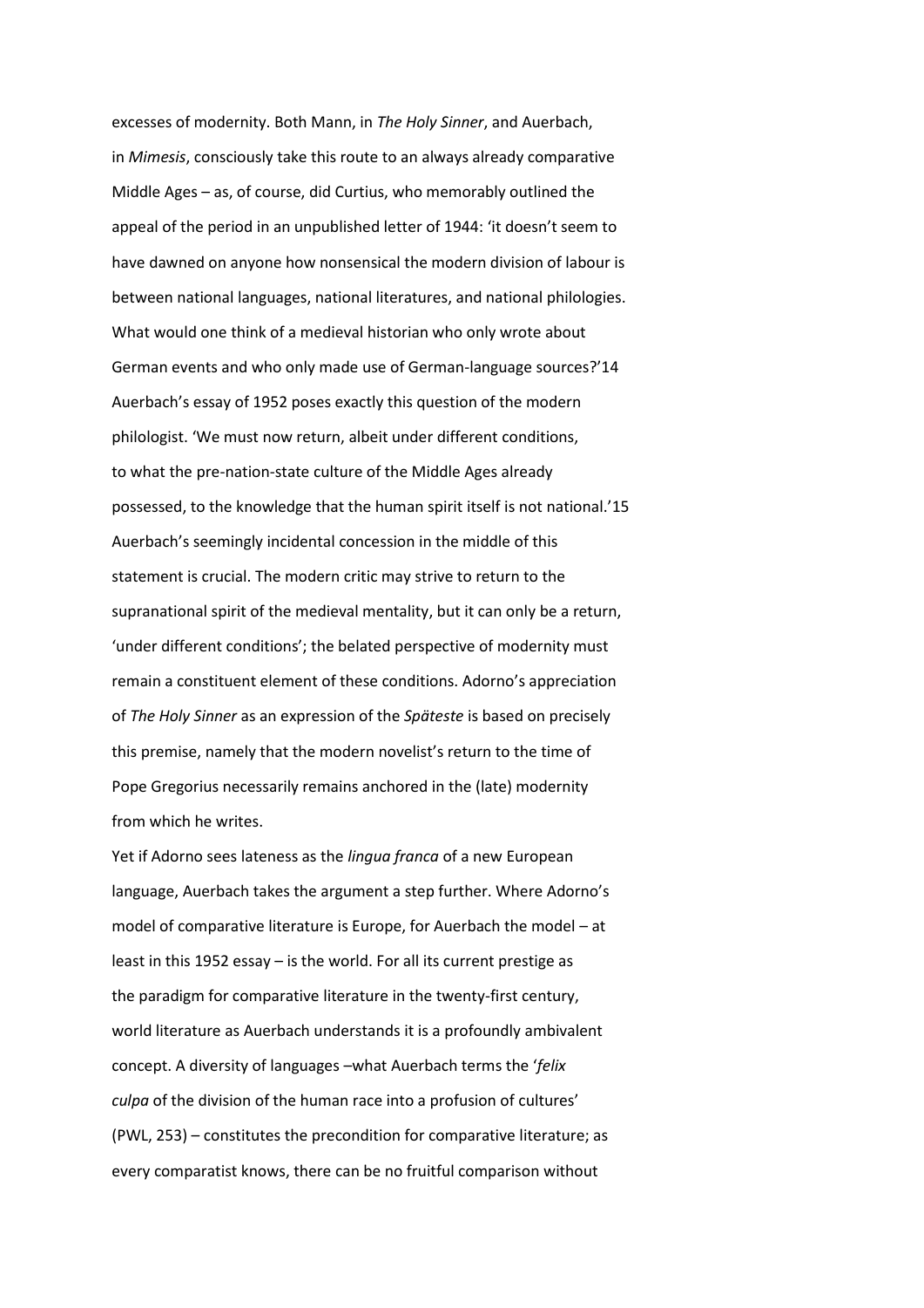excesses of modernity. Both Mann, in *The Holy Sinner*, and Auerbach, in *Mimesis*, consciously take this route to an always already comparative Middle Ages – as, of course, did Curtius, who memorably outlined the appeal of the period in an unpublished letter of 1944: 'it doesn't seem to have dawned on anyone how nonsensical the modern division of labour is between national languages, national literatures, and national philologies. What would one think of a medieval historian who only wrote about German events and who only made use of German-language sources?'14 Auerbach's essay of 1952 poses exactly this question of the modern philologist. 'We must now return, albeit under different conditions, to what the pre-nation-state culture of the Middle Ages already possessed, to the knowledge that the human spirit itself is not national.'15 Auerbach's seemingly incidental concession in the middle of this statement is crucial. The modern critic may strive to return to the supranational spirit of the medieval mentality, but it can only be a return, 'under different conditions'; the belated perspective of modernity must remain a constituent element of these conditions. Adorno's appreciation of *The Holy Sinner* as an expression of the *Späteste* is based on precisely this premise, namely that the modern novelist's return to the time of Pope Gregorius necessarily remains anchored in the (late) modernity from which he writes.

Yet if Adorno sees lateness as the *lingua franca* of a new European language, Auerbach takes the argument a step further. Where Adorno's model of comparative literature is Europe, for Auerbach the model – at least in this 1952 essay – is the world. For all its current prestige as the paradigm for comparative literature in the twenty-first century, world literature as Auerbach understands it is a profoundly ambivalent concept. A diversity of languages –what Auerbach terms the '*felix culpa* of the division of the human race into a profusion of cultures' (PWL, 253) – constitutes the precondition for comparative literature; as every comparatist knows, there can be no fruitful comparison without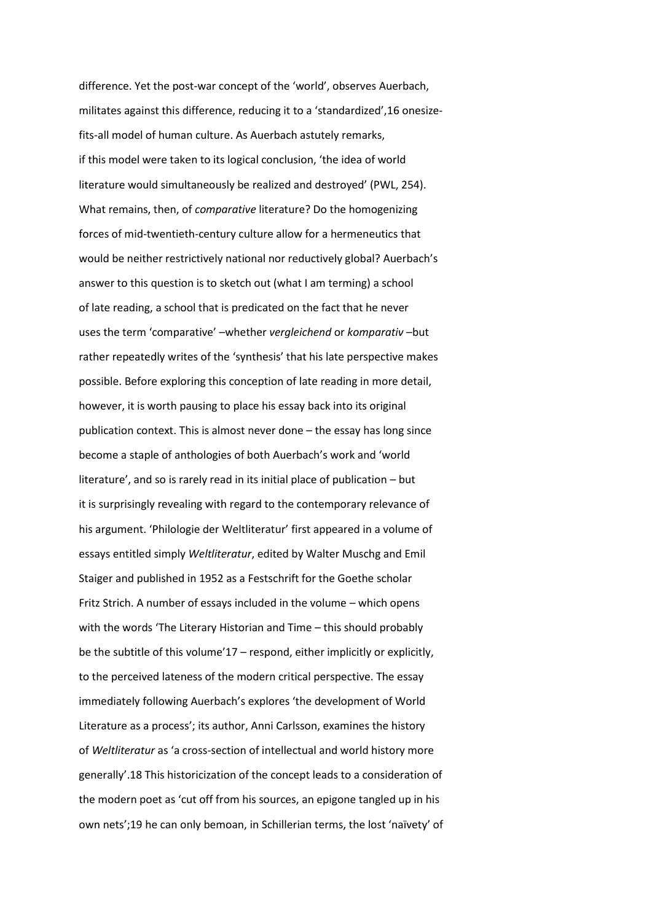difference. Yet the post-war concept of the 'world', observes Auerbach, militates against this difference, reducing it to a 'standardized',16 onesize-fits-all model of human culture. As Auerbach astutely remarks, if this model were taken to its logical conclusion, 'the idea of world literature would simultaneously be realized and destroyed' (PWL, 254). What remains, then, of *comparative* literature? Do the homogenizing forces of mid-twentieth-century culture allow for a hermeneutics that would be neither restrictively national nor reductively global? Auerbach's answer to this question is to sketch out (what I am terming) a school of late reading, a school that is predicated on the fact that he never uses the term 'comparative' –whether *vergleichend* or *komparativ* –but rather repeatedly writes of the 'synthesis' that his late perspective makes possible. Before exploring this conception of late reading in more detail, however, it is worth pausing to place his essay back into its original publication context. This is almost never done – the essay has long since become a staple of anthologies of both Auerbach's work and 'world literature', and so is rarely read in its initial place of publication – but it is surprisingly revealing with regard to the contemporary relevance of his argument. 'Philologie der Weltliteratur' first appeared in a volume of essays entitled simply *Weltliteratur*, edited by Walter Muschg and Emil Staiger and published in 1952 as a Festschrift for the Goethe scholar Fritz Strich. A number of essays included in the volume – which opens with the words 'The Literary Historian and Time – this should probably be the subtitle of this volume'17 – respond, either implicitly or explicitly, to the perceived lateness of the modern critical perspective. The essay immediately following Auerbach's explores 'the development of World Literature as a process'; its author, Anni Carlsson, examines the history of *Weltliteratur* as 'a cross-section of intellectual and world history more generally'.18 This historicization of the concept leads to a consideration of the modern poet as 'cut off from his sources, an epigone tangled up in his own nets';19 he can only bemoan, in Schillerian terms, the lost 'naïvety' of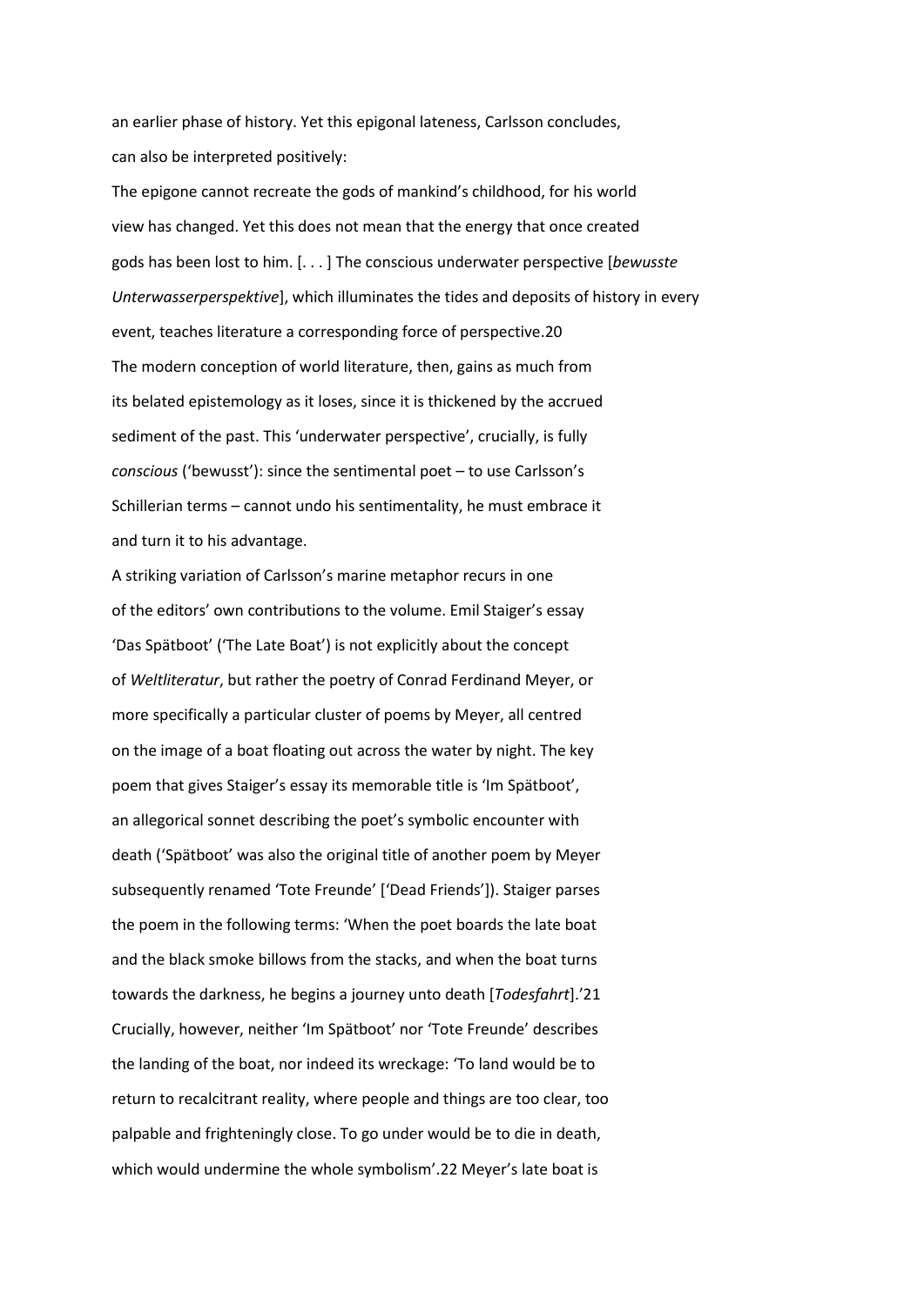an earlier phase of history. Yet this epigonal lateness, Carlsson concludes, can also be interpreted positively:

The epigone cannot recreate the gods of mankind's childhood, for his world view has changed. Yet this does not mean that the energy that once created gods has been lost to him. [. . . ] The conscious underwater perspective [*bewusste Unterwasserperspektive*], which illuminates the tides and deposits of history in every event, teaches literature a corresponding force of perspective.[20]

The modern conception of world literature, then, gains as much from its belated epistemology as it loses, since it is thickened by the accrued sediment of the past. This 'underwater perspective', crucially, is fully *conscious* ('bewusst'): since the sentimental poet – to use Carlsson's Schillerian terms – cannot undo his sentimentality, he must embrace it and turn it to his advantage.

A striking variation of Carlsson's marine metaphor recurs in one of the editors' own contributions to the volume. Emil Staiger's essay 'Das Spätboot' ('The Late Boat') is not explicitly about the concept of *Weltliteratur*, but rather the poetry of Conrad Ferdinand Meyer, or more specifically a particular cluster of poems by Meyer, all centred on the image of a boat floating out across the water by night. The key poem that gives Staiger's essay its memorable title is 'Im Spätboot', an allegorical sonnet describing the poet's symbolic encounter with death ('Spätboot' was also the original title of another poem by Meyer subsequently renamed 'Tote Freunde' ['Dead Friends']). Staiger parses the poem in the following terms: 'When the poet boards the late boat and the black smoke billows from the stacks, and when the boat turns towards the darkness, he begins a journey unto death [*Todesfahrt*].'[21] Crucially, however, neither 'Im Spätboot' nor 'Tote Freunde' describes the landing of the boat, nor indeed its wreckage: 'To land would be to return to recalcitrant reality, where people and things are too clear, too palpable and frighteningly close. To go under would be to die in death, which would undermine the whole symbolism'.[22] Meyer's late boat is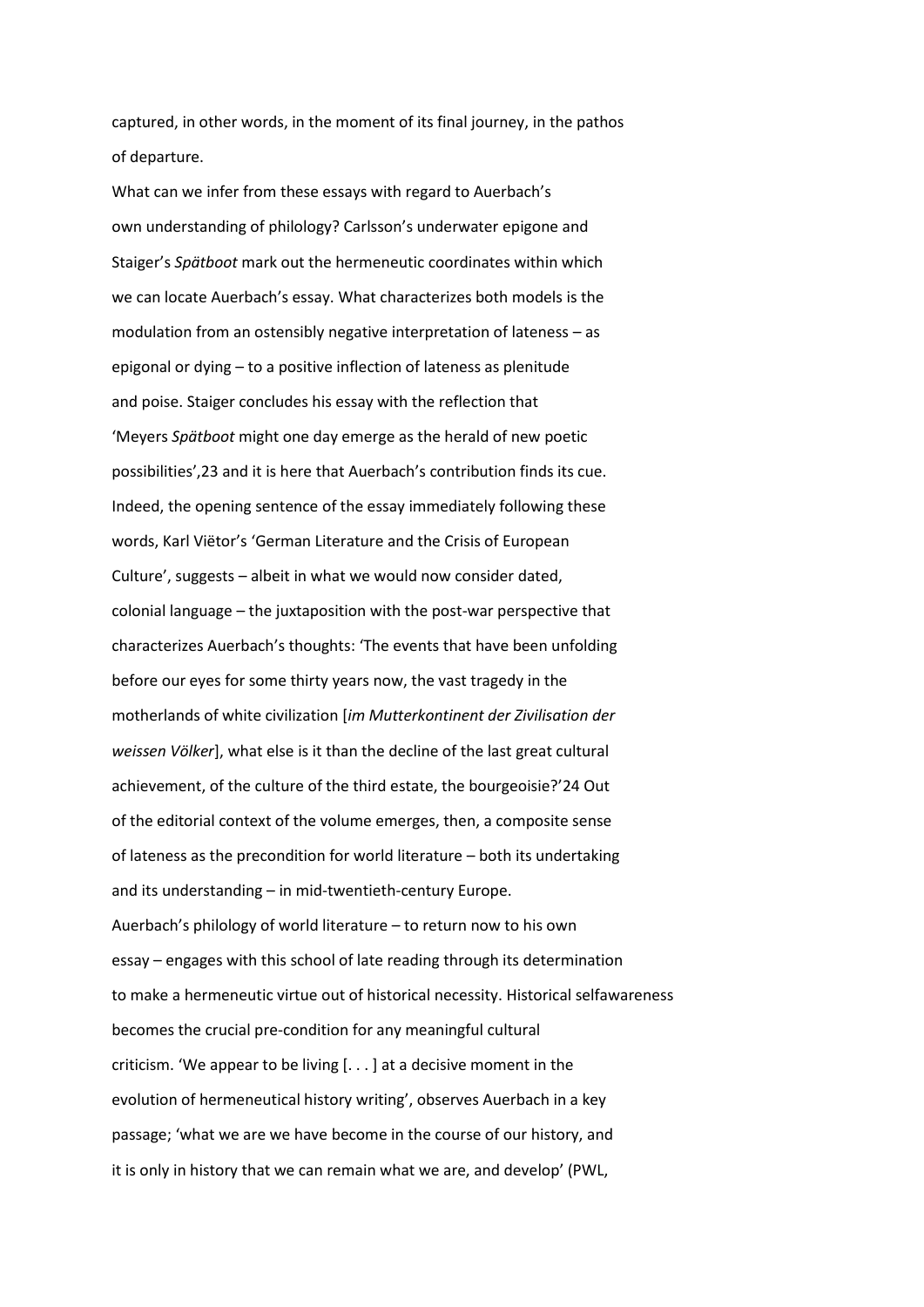captured, in other words, in the moment of its final journey, in the pathos of departure.

What can we infer from these essays with regard to Auerbach's own understanding of philology? Carlsson's underwater epigone and Staiger's *Spätboot* mark out the hermeneutic coordinates within which we can locate Auerbach's essay. What characterizes both models is the modulation from an ostensibly negative interpretation of lateness – as epigonal or dying – to a positive inflection of lateness as plenitude and poise. Staiger concludes his essay with the reflection that 'Meyers *Spätboot* might one day emerge as the herald of new poetic possibilities',23 and it is here that Auerbach's contribution finds its cue. Indeed, the opening sentence of the essay immediately following these words, Karl Viëtor's 'German Literature and the Crisis of European Culture', suggests – albeit in what we would now consider dated, colonial language – the juxtaposition with the post-war perspective that characterizes Auerbach's thoughts: 'The events that have been unfolding before our eyes for some thirty years now, the vast tragedy in the motherlands of white civilization [*im Mutterkontinent der Zivilisation der weissen Völker*], what else is it than the decline of the last great cultural achievement, of the culture of the third estate, the bourgeoisie?'24 Out of the editorial context of the volume emerges, then, a composite sense of lateness as the precondition for world literature – both its undertaking and its understanding – in mid-twentieth-century Europe.

Auerbach's philology of world literature – to return now to his own essay – engages with this school of late reading through its determination to make a hermeneutic virtue out of historical necessity. Historical selfawareness becomes the crucial pre-condition for any meaningful cultural criticism. 'We appear to be living [. . . ] at a decisive moment in the evolution of hermeneutical history writing', observes Auerbach in a key passage; 'what we are we have become in the course of our history, and it is only in history that we can remain what we are, and develop' (PWL,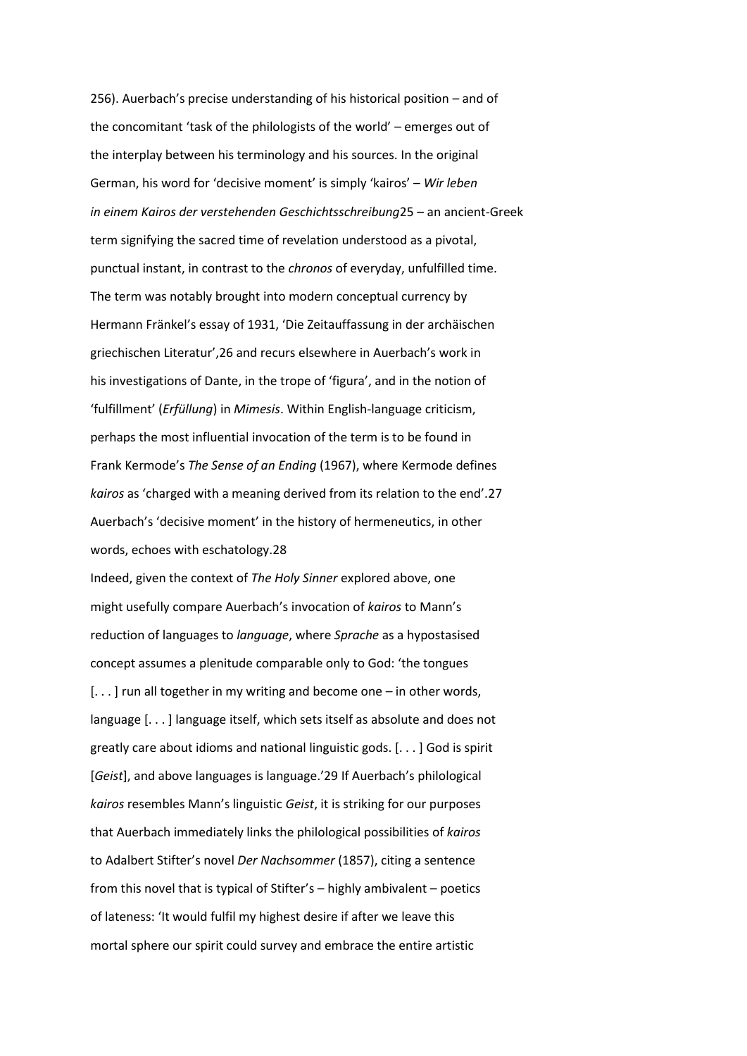256). Auerbach's precise understanding of his historical position – and of the concomitant 'task of the philologists of the world' – emerges out of the interplay between his terminology and his sources. In the original German, his word for 'decisive moment' is simply 'kairos' – *Wir leben in einem Kairos der verstehenden Geschichtsschreibung*[25] – an ancient-Greek term signifying the sacred time of revelation understood as a pivotal, punctual instant, in contrast to the *chronos* of everyday, unfulfilled time. The term was notably brought into modern conceptual currency by Hermann Fränkel's essay of 1931, 'Die Zeitauffassung in der archäischen griechischen Literatur',[26] and recurs elsewhere in Auerbach's work in his investigations of Dante, in the trope of 'figura', and in the notion of 'fulfillment' (*Erfüllung*) in *Mimesis*. Within English-language criticism, perhaps the most influential invocation of the term is to be found in Frank Kermode's *The Sense of an Ending* (1967), where Kermode defines *kairos* as 'charged with a meaning derived from its relation to the end'.[27] Auerbach's 'decisive moment' in the history of hermeneutics, in other words, echoes with eschatology.[28]

Indeed, given the context of *The Holy Sinner* explored above, one might usefully compare Auerbach's invocation of *kairos* to Mann's reduction of languages to *language*, where *Sprache* as a hypostasised concept assumes a plenitude comparable only to God: 'the tongues [. . . ] run all together in my writing and become one – in other words, language [. . . ] language itself, which sets itself as absolute and does not greatly care about idioms and national linguistic gods. [. . . ] God is spirit [*Geist*], and above languages is language.'[29] If Auerbach's philological *kairos* resembles Mann's linguistic *Geist*, it is striking for our purposes that Auerbach immediately links the philological possibilities of *kairos* to Adalbert Stifter's novel *Der Nachsommer* (1857), citing a sentence from this novel that is typical of Stifter's – highly ambivalent – poetics of lateness: 'It would fulfil my highest desire if after we leave this mortal sphere our spirit could survey and embrace the entire artistic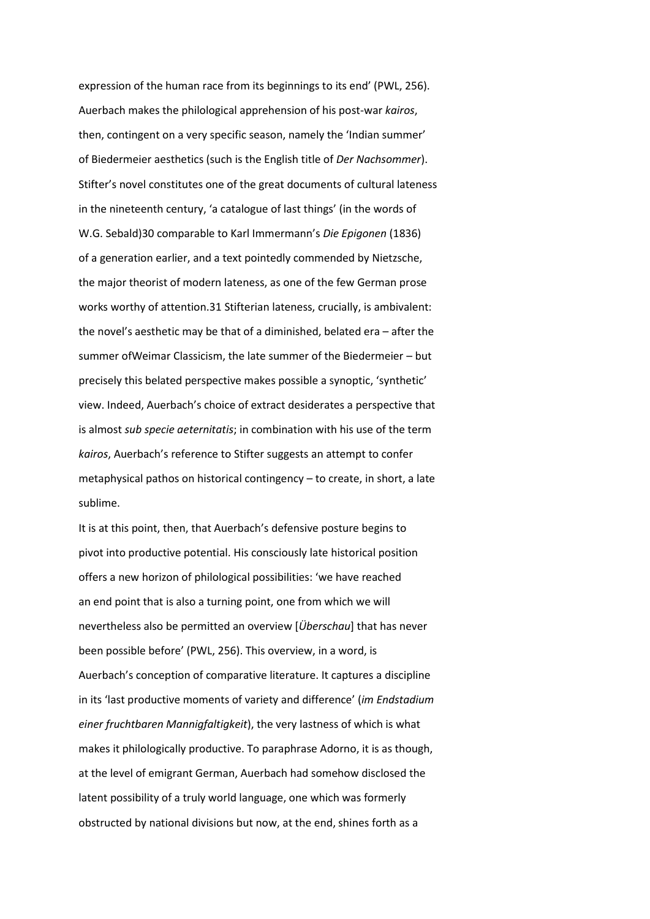expression of the human race from its beginnings to its end' (PWL, 256). Auerbach makes the philological apprehension of his post-war *kairos*, then, contingent on a very specific season, namely the 'Indian summer' of Biedermeier aesthetics (such is the English title of *Der Nachsommer*). Stifter's novel constitutes one of the great documents of cultural lateness in the nineteenth century, 'a catalogue of last things' (in the words of W.G. Sebald)30 comparable to Karl Immermann's *Die Epigonen* (1836) of a generation earlier, and a text pointedly commended by Nietzsche, the major theorist of modern lateness, as one of the few German prose works worthy of attention.31 Stifterian lateness, crucially, is ambivalent: the novel's aesthetic may be that of a diminished, belated era – after the summer ofWeimar Classicism, the late summer of the Biedermeier – but precisely this belated perspective makes possible a synoptic, 'synthetic' view. Indeed, Auerbach's choice of extract desiderates a perspective that is almost *sub specie aeternitatis*; in combination with his use of the term *kairos*, Auerbach's reference to Stifter suggests an attempt to confer metaphysical pathos on historical contingency – to create, in short, a late sublime.

It is at this point, then, that Auerbach's defensive posture begins to pivot into productive potential. His consciously late historical position offers a new horizon of philological possibilities: 'we have reached an end point that is also a turning point, one from which we will nevertheless also be permitted an overview [*Überschau*] that has never been possible before' (PWL, 256). This overview, in a word, is Auerbach's conception of comparative literature. It captures a discipline in its 'last productive moments of variety and difference' (*im Endstadium einer fruchtbaren Mannigfaltigkeit*), the very lastness of which is what makes it philologically productive. To paraphrase Adorno, it is as though, at the level of emigrant German, Auerbach had somehow disclosed the latent possibility of a truly world language, one which was formerly obstructed by national divisions but now, at the end, shines forth as a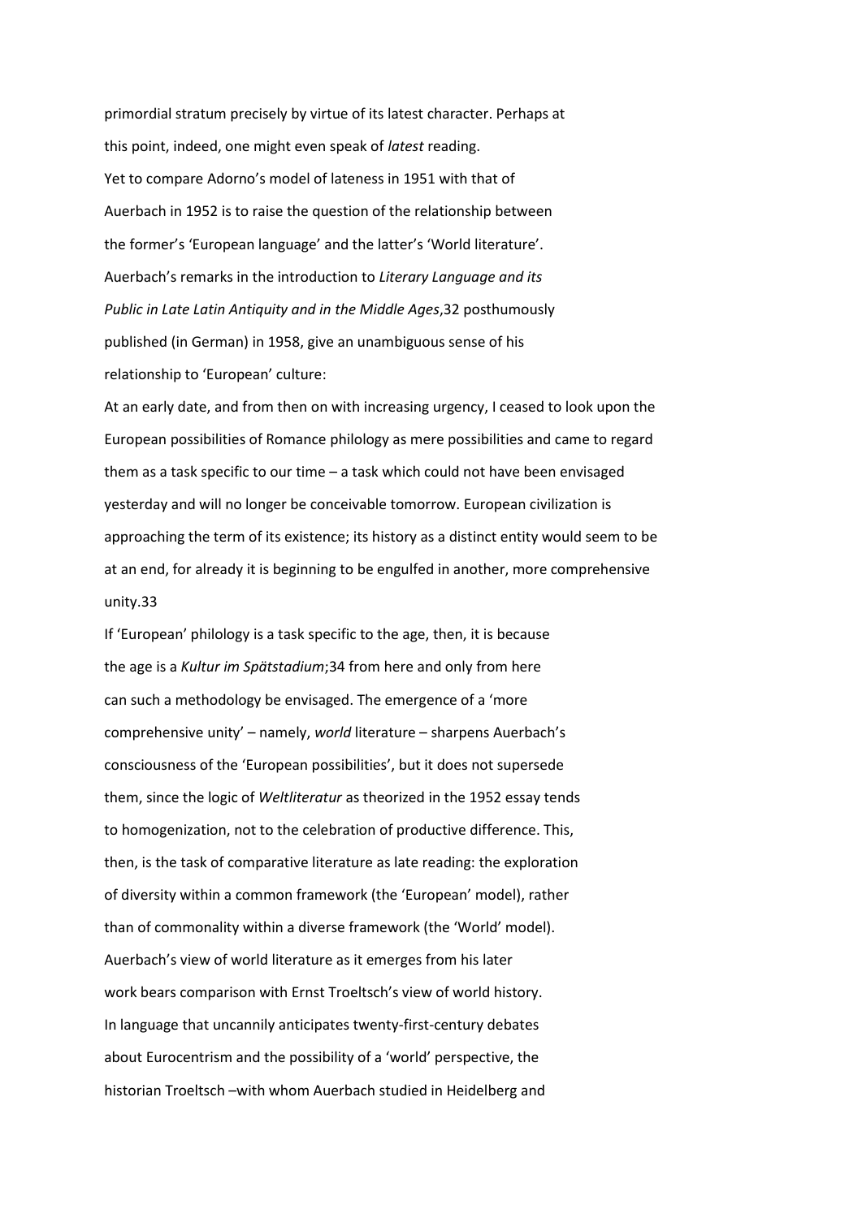primordial stratum precisely by virtue of its latest character. Perhaps at this point, indeed, one might even speak of *latest* reading.

Yet to compare Adorno's model of lateness in 1951 with that of Auerbach in 1952 is to raise the question of the relationship between the former's 'European language' and the latter's 'World literature'. Auerbach's remarks in the introduction to *Literary Language and its Public in Late Latin Antiquity and in the Middle Ages*,32 posthumously published (in German) in 1958, give an unambiguous sense of his relationship to 'European' culture:

> At an early date, and from then on with increasing urgency, I ceased to look upon the European possibilities of Romance philology as mere possibilities and came to regard them as a task specific to our time – a task which could not have been envisaged yesterday and will no longer be conceivable tomorrow. European civilization is approaching the term of its existence; its history as a distinct entity would seem to be at an end, for already it is beginning to be engulfed in another, more comprehensive unity.33

If 'European' philology is a task specific to the age, then, it is because the age is a *Kultur im Spätstadium*;34 from here and only from here can such a methodology be envisaged. The emergence of a 'more comprehensive unity' – namely, *world* literature – sharpens Auerbach's consciousness of the 'European possibilities', but it does not supersede them, since the logic of *Weltliteratur* as theorized in the 1952 essay tends to homogenization, not to the celebration of productive difference. This, then, is the task of comparative literature as late reading: the exploration of diversity within a common framework (the 'European' model), rather than of commonality within a diverse framework (the 'World' model).

Auerbach's view of world literature as it emerges from his later work bears comparison with Ernst Troeltsch's view of world history. In language that uncannily anticipates twenty-first-century debates about Eurocentrism and the possibility of a 'world' perspective, the historian Troeltsch –with whom Auerbach studied in Heidelberg and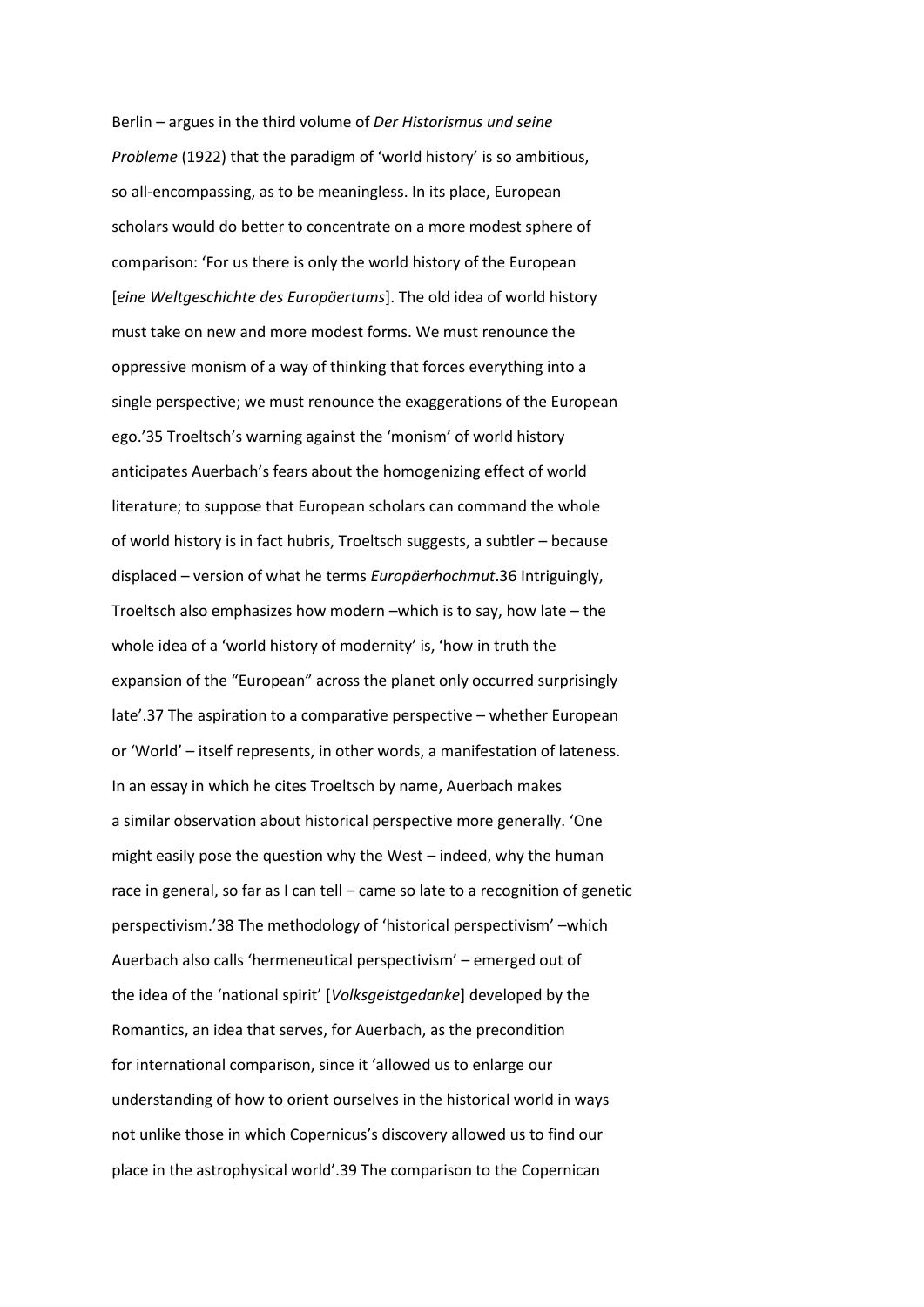Berlin – argues in the third volume of *Der Historismus und seine Probleme* (1922) that the paradigm of 'world history' is so ambitious, so all-encompassing, as to be meaningless. In its place, European scholars would do better to concentrate on a more modest sphere of comparison: 'For us there is only the world history of the European [*eine Weltgeschichte des Europäertums*]. The old idea of world history must take on new and more modest forms. We must renounce the oppressive monism of a way of thinking that forces everything into a single perspective; we must renounce the exaggerations of the European ego.'35 Troeltsch's warning against the 'monism' of world history anticipates Auerbach's fears about the homogenizing effect of world literature; to suppose that European scholars can command the whole of world history is in fact hubris, Troeltsch suggests, a subtler – because displaced – version of what he terms *Europäerhochmut*.36 Intriguingly, Troeltsch also emphasizes how modern –which is to say, how late – the whole idea of a 'world history of modernity' is, 'how in truth the expansion of the "European" across the planet only occurred surprisingly late'.37 The aspiration to a comparative perspective – whether European or 'World' – itself represents, in other words, a manifestation of lateness. In an essay in which he cites Troeltsch by name, Auerbach makes a similar observation about historical perspective more generally. 'One might easily pose the question why the West – indeed, why the human race in general, so far as I can tell – came so late to a recognition of genetic perspectivism.'38 The methodology of 'historical perspectivism' –which Auerbach also calls 'hermeneutical perspectivism' – emerged out of the idea of the 'national spirit' [*Volksgeistgedanke*] developed by the Romantics, an idea that serves, for Auerbach, as the precondition for international comparison, since it 'allowed us to enlarge our understanding of how to orient ourselves in the historical world in ways not unlike those in which Copernicus's discovery allowed us to find our place in the astrophysical world'.39 The comparison to the Copernican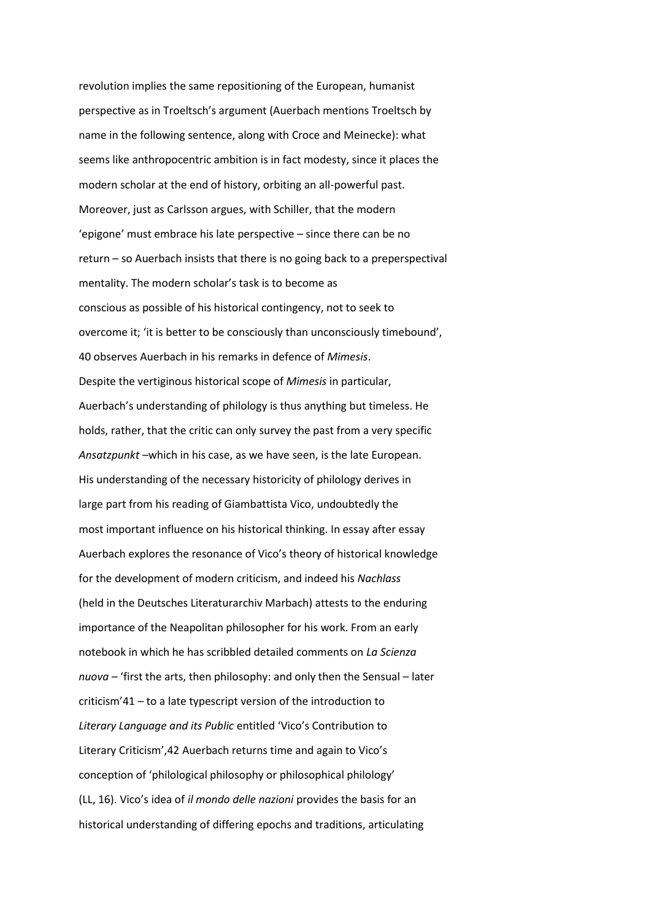revolution implies the same repositioning of the European, humanist perspective as in Troeltsch's argument (Auerbach mentions Troeltsch by name in the following sentence, along with Croce and Meinecke): what seems like anthropocentric ambition is in fact modesty, since it places the modern scholar at the end of history, orbiting an all-powerful past. Moreover, just as Carlsson argues, with Schiller, that the modern 'epigone' must embrace his late perspective – since there can be no return – so Auerbach insists that there is no going back to a preperspectival mentality. The modern scholar's task is to become as conscious as possible of his historical contingency, not to seek to overcome it; 'it is better to be consciously than unconsciously timebound', 40 observes Auerbach in his remarks in defence of *Mimesis*.

Despite the vertiginous historical scope of *Mimesis* in particular, Auerbach's understanding of philology is thus anything but timeless. He holds, rather, that the critic can only survey the past from a very specific *Ansatzpunkt* –which in his case, as we have seen, is the late European. His understanding of the necessary historicity of philology derives in large part from his reading of Giambattista Vico, undoubtedly the most important influence on his historical thinking. In essay after essay Auerbach explores the resonance of Vico's theory of historical knowledge for the development of modern criticism, and indeed his *Nachlass* (held in the Deutsches Literaturarchiv Marbach) attests to the enduring importance of the Neapolitan philosopher for his work. From an early notebook in which he has scribbled detailed comments on *La Scienza nuova* – 'first the arts, then philosophy: and only then the Sensual – later criticism'41 – to a late typescript version of the introduction to *Literary Language and its Public* entitled 'Vico's Contribution to Literary Criticism',42 Auerbach returns time and again to Vico's conception of 'philological philosophy or philosophical philology' (LL, 16). Vico's idea of *il mondo delle nazioni* provides the basis for an historical understanding of differing epochs and traditions, articulating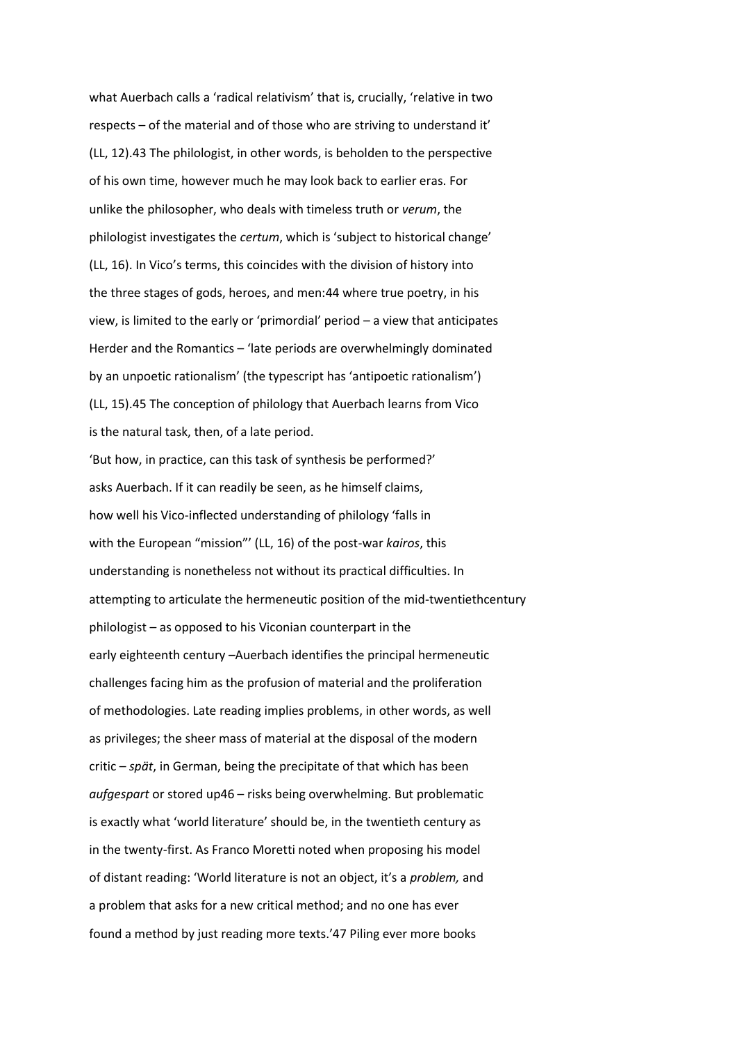what Auerbach calls a 'radical relativism' that is, crucially, 'relative in two respects – of the material and of those who are striving to understand it' (LL, 12).43 The philologist, in other words, is beholden to the perspective of his own time, however much he may look back to earlier eras. For unlike the philosopher, who deals with timeless truth or *verum*, the philologist investigates the *certum*, which is 'subject to historical change' (LL, 16). In Vico's terms, this coincides with the division of history into the three stages of gods, heroes, and men:44 where true poetry, in his view, is limited to the early or 'primordial' period – a view that anticipates Herder and the Romantics – 'late periods are overwhelmingly dominated by an unpoetic rationalism' (the typescript has 'antipoetic rationalism') (LL, 15).45 The conception of philology that Auerbach learns from Vico is the natural task, then, of a late period.

'But how, in practice, can this task of synthesis be performed?' asks Auerbach. If it can readily be seen, as he himself claims, how well his Vico-inflected understanding of philology 'falls in with the European "mission"' (LL, 16) of the post-war *kairos*, this understanding is nonetheless not without its practical difficulties. In attempting to articulate the hermeneutic position of the mid-twentiethcentury philologist – as opposed to his Viconian counterpart in the early eighteenth century –Auerbach identifies the principal hermeneutic challenges facing him as the profusion of material and the proliferation of methodologies. Late reading implies problems, in other words, as well as privileges; the sheer mass of material at the disposal of the modern critic – *spät*, in German, being the precipitate of that which has been *aufgespart* or stored up46 – risks being overwhelming. But problematic is exactly what 'world literature' should be, in the twentieth century as in the twenty-first. As Franco Moretti noted when proposing his model of distant reading: 'World literature is not an object, it's a *problem,* and a problem that asks for a new critical method; and no one has ever found a method by just reading more texts.'47 Piling ever more books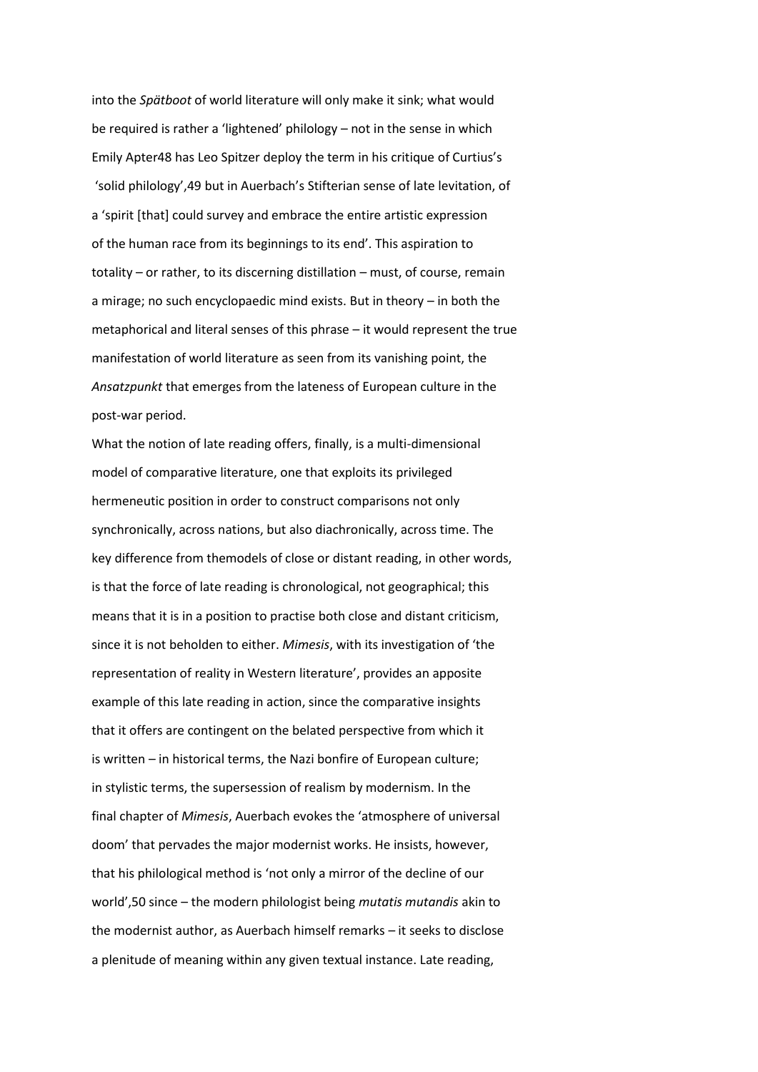into the *Spätboot* of world literature will only make it sink; what would be required is rather a 'lightened' philology – not in the sense in which Emily Apter[48] has Leo Spitzer deploy the term in his critique of Curtius's 'solid philology',[49] but in Auerbach's Stifterian sense of late levitation, of a 'spirit [that] could survey and embrace the entire artistic expression of the human race from its beginnings to its end'. This aspiration to totality – or rather, to its discerning distillation – must, of course, remain a mirage; no such encyclopaedic mind exists. But in theory – in both the metaphorical and literal senses of this phrase – it would represent the true manifestation of world literature as seen from its vanishing point, the *Ansatzpunkt* that emerges from the lateness of European culture in the post-war period.

What the notion of late reading offers, finally, is a multi-dimensional model of comparative literature, one that exploits its privileged hermeneutic position in order to construct comparisons not only synchronically, across nations, but also diachronically, across time. The key difference from themodels of close or distant reading, in other words, is that the force of late reading is chronological, not geographical; this means that it is in a position to practise both close and distant criticism, since it is not beholden to either. *Mimesis*, with its investigation of 'the representation of reality in Western literature', provides an apposite example of this late reading in action, since the comparative insights that it offers are contingent on the belated perspective from which it is written – in historical terms, the Nazi bonfire of European culture; in stylistic terms, the supersession of realism by modernism. In the final chapter of *Mimesis*, Auerbach evokes the 'atmosphere of universal doom' that pervades the major modernist works. He insists, however, that his philological method is 'not only a mirror of the decline of our world',[50] since – the modern philologist being *mutatis mutandis* akin to the modernist author, as Auerbach himself remarks – it seeks to disclose a plenitude of meaning within any given textual instance. Late reading,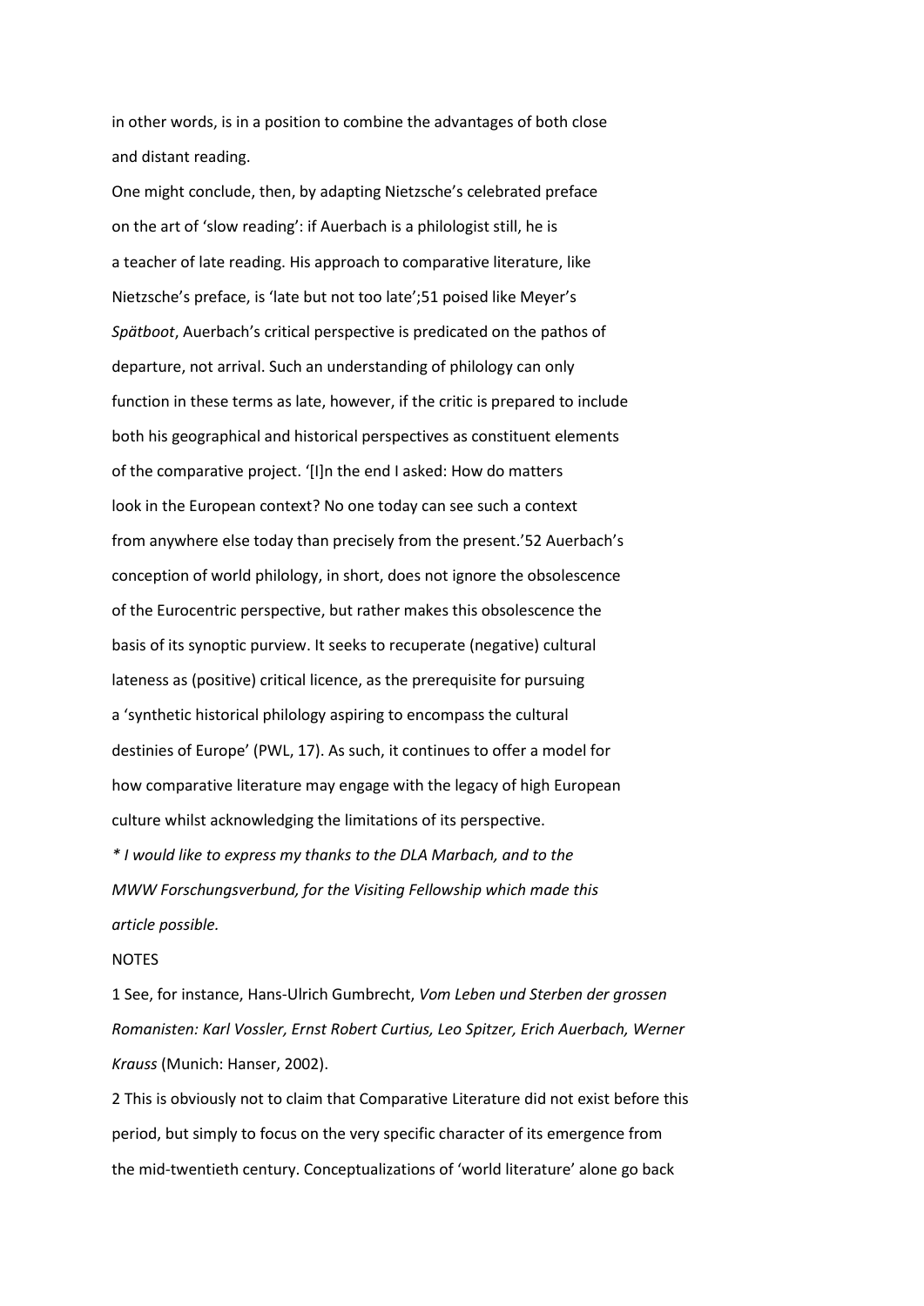in other words, is in a position to combine the advantages of both close and distant reading.

One might conclude, then, by adapting Nietzsche's celebrated preface on the art of 'slow reading': if Auerbach is a philologist still, he is a teacher of late reading. His approach to comparative literature, like Nietzsche's preface, is 'late but not too late';[51] poised like Meyer's *Spätboot*, Auerbach's critical perspective is predicated on the pathos of departure, not arrival. Such an understanding of philology can only function in these terms as late, however, if the critic is prepared to include both his geographical and historical perspectives as constituent elements of the comparative project. '[I]n the end I asked: How do matters look in the European context? No one today can see such a context from anywhere else today than precisely from the present.'[52] Auerbach's conception of world philology, in short, does not ignore the obsolescence of the Eurocentric perspective, but rather makes this obsolescence the basis of its synoptic purview. It seeks to recuperate (negative) cultural lateness as (positive) critical licence, as the prerequisite for pursuing a 'synthetic historical philology aspiring to encompass the cultural destinies of Europe' (PWL, 17). As such, it continues to offer a model for how comparative literature may engage with the legacy of high European culture whilst acknowledging the limitations of its perspective.

*\* I would like to express my thanks to the DLA Marbach, and to the MWW Forschungsverbund, for the Visiting Fellowship which made this article possible.*

NOTES

1 See, for instance, Hans-Ulrich Gumbrecht, *Vom Leben und Sterben der grossen Romanisten: Karl Vossler, Ernst Robert Curtius, Leo Spitzer, Erich Auerbach, Werner Krauss* (Munich: Hanser, 2002).

2 This is obviously not to claim that Comparative Literature did not exist before this period, but simply to focus on the very specific character of its emergence from the mid-twentieth century. Conceptualizations of 'world literature' alone go back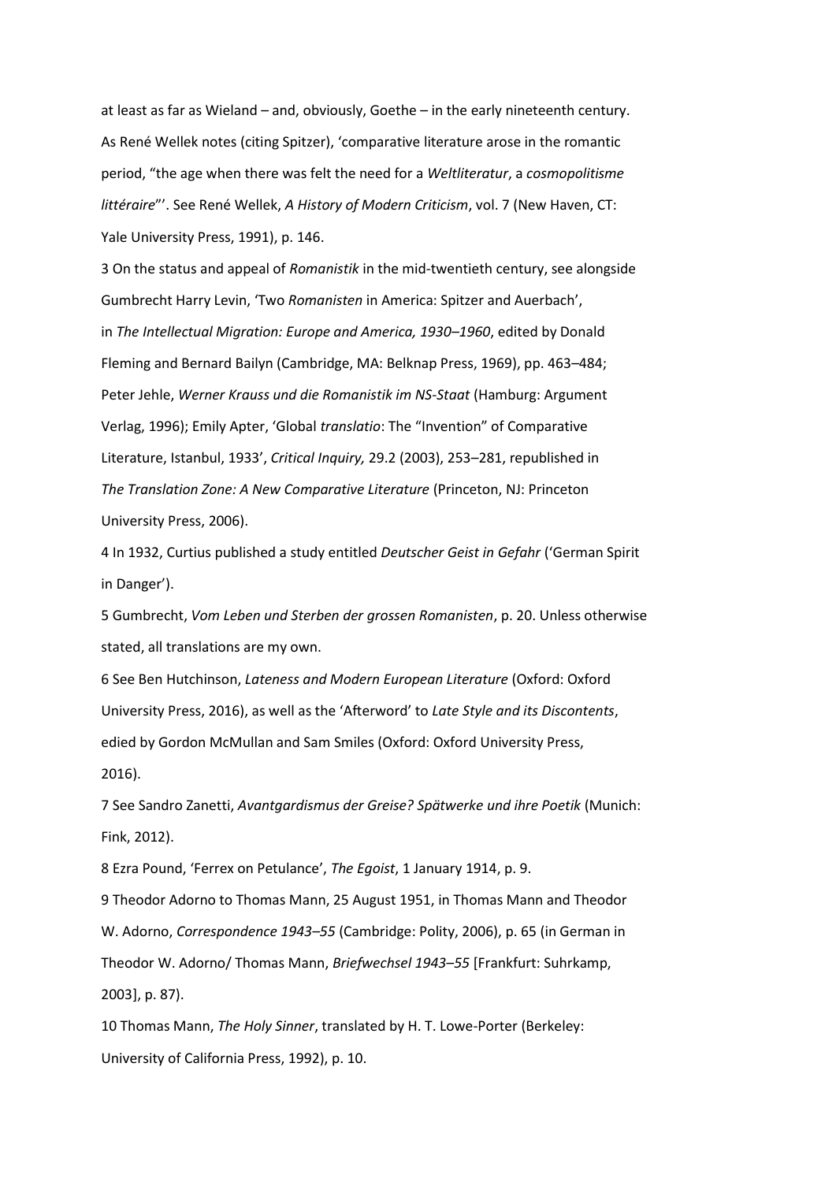at least as far as Wieland – and, obviously, Goethe – in the early nineteenth century. As René Wellek notes (citing Spitzer), 'comparative literature arose in the romantic period, "the age when there was felt the need for a *Weltliteratur*, a *cosmopolitisme littéraire*"'. See René Wellek, *A History of Modern Criticism*, vol. 7 (New Haven, CT: Yale University Press, 1991), p. 146.

3 On the status and appeal of *Romanistik* in the mid-twentieth century, see alongside Gumbrecht Harry Levin, 'Two *Romanisten* in America: Spitzer and Auerbach', in *The Intellectual Migration: Europe and America, 1930–1960*, edited by Donald Fleming and Bernard Bailyn (Cambridge, MA: Belknap Press, 1969), pp. 463–484; Peter Jehle, *Werner Krauss und die Romanistik im NS-Staat* (Hamburg: Argument Verlag, 1996); Emily Apter, 'Global *translatio*: The "Invention" of Comparative Literature, Istanbul, 1933', *Critical Inquiry,* 29.2 (2003), 253–281, republished in *The Translation Zone: A New Comparative Literature* (Princeton, NJ: Princeton University Press, 2006).

4 In 1932, Curtius published a study entitled *Deutscher Geist in Gefahr* ('German Spirit in Danger').

5 Gumbrecht, *Vom Leben und Sterben der grossen Romanisten*, p. 20. Unless otherwise stated, all translations are my own.

6 See Ben Hutchinson, *Lateness and Modern European Literature* (Oxford: Oxford University Press, 2016), as well as the 'Afterword' to *Late Style and its Discontents*, edied by Gordon McMullan and Sam Smiles (Oxford: Oxford University Press, 2016).

7 See Sandro Zanetti, *Avantgardismus der Greise? Spätwerke und ihre Poetik* (Munich: Fink, 2012).

8 Ezra Pound, 'Ferrex on Petulance', *The Egoist*, 1 January 1914, p. 9.

9 Theodor Adorno to Thomas Mann, 25 August 1951, in Thomas Mann and Theodor W. Adorno, *Correspondence 1943–55* (Cambridge: Polity, 2006), p. 65 (in German in Theodor W. Adorno/ Thomas Mann, *Briefwechsel 1943–55* [Frankfurt: Suhrkamp, 2003], p. 87).

10 Thomas Mann, *The Holy Sinner*, translated by H. T. Lowe-Porter (Berkeley: University of California Press, 1992), p. 10.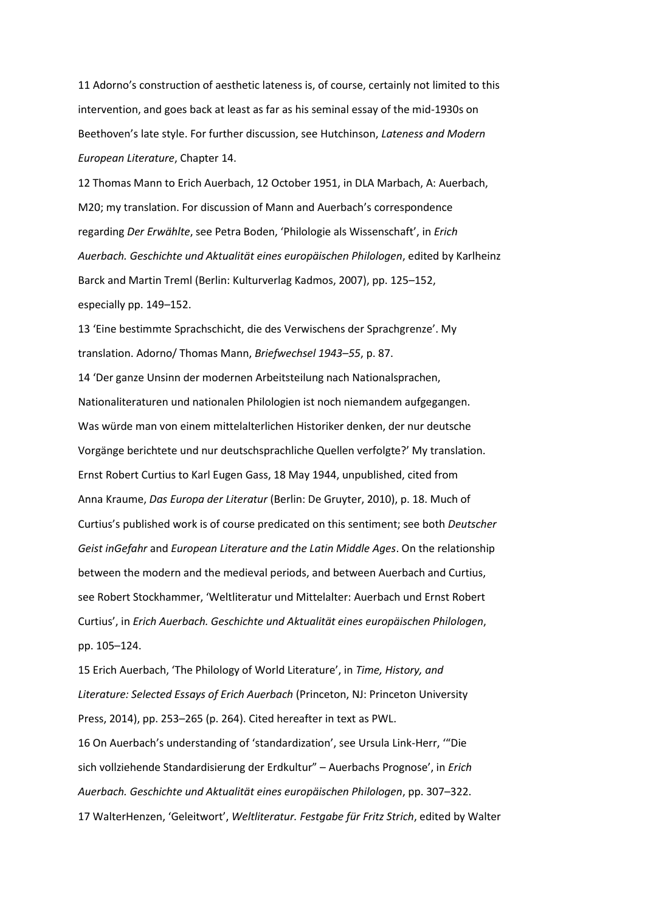11 Adorno's construction of aesthetic lateness is, of course, certainly not limited to this intervention, and goes back at least as far as his seminal essay of the mid-1930s on Beethoven's late style. For further discussion, see Hutchinson, *Lateness and Modern European Literature*, Chapter 14.

12 Thomas Mann to Erich Auerbach, 12 October 1951, in DLA Marbach, A: Auerbach, M20; my translation. For discussion of Mann and Auerbach's correspondence regarding *Der Erwählte*, see Petra Boden, 'Philologie als Wissenschaft', in *Erich Auerbach. Geschichte und Aktualität eines europäischen Philologen*, edited by Karlheinz Barck and Martin Treml (Berlin: Kulturverlag Kadmos, 2007), pp. 125–152, especially pp. 149–152.

13 'Eine bestimmte Sprachschicht, die des Verwischens der Sprachgrenze'. My translation. Adorno/ Thomas Mann, *Briefwechsel 1943–55*, p. 87.

14 'Der ganze Unsinn der modernen Arbeitsteilung nach Nationalsprachen, Nationaliteraturen und nationalen Philologien ist noch niemandem aufgegangen. Was würde man von einem mittelalterlichen Historiker denken, der nur deutsche Vorgänge berichtete und nur deutschsprachliche Quellen verfolgte?' My translation. Ernst Robert Curtius to Karl Eugen Gass, 18 May 1944, unpublished, cited from Anna Kraume, *Das Europa der Literatur* (Berlin: De Gruyter, 2010), p. 18. Much of Curtius's published work is of course predicated on this sentiment; see both *Deutscher Geist inGefahr* and *European Literature and the Latin Middle Ages*. On the relationship between the modern and the medieval periods, and between Auerbach and Curtius, see Robert Stockhammer, 'Weltliteratur und Mittelalter: Auerbach und Ernst Robert Curtius', in *Erich Auerbach. Geschichte und Aktualität eines europäischen Philologen*, pp. 105–124.

15 Erich Auerbach, 'The Philology of World Literature', in *Time, History, and Literature: Selected Essays of Erich Auerbach* (Princeton, NJ: Princeton University Press, 2014), pp. 253–265 (p. 264). Cited hereafter in text as PWL.

16 On Auerbach's understanding of 'standardization', see Ursula Link-Herr, '"Die sich vollziehende Standardisierung der Erdkultur" – Auerbachs Prognose', in *Erich Auerbach. Geschichte und Aktualität eines europäischen Philologen*, pp. 307–322.

17 WalterHenzen, 'Geleitwort', *Weltliteratur. Festgabe für Fritz Strich*, edited by Walter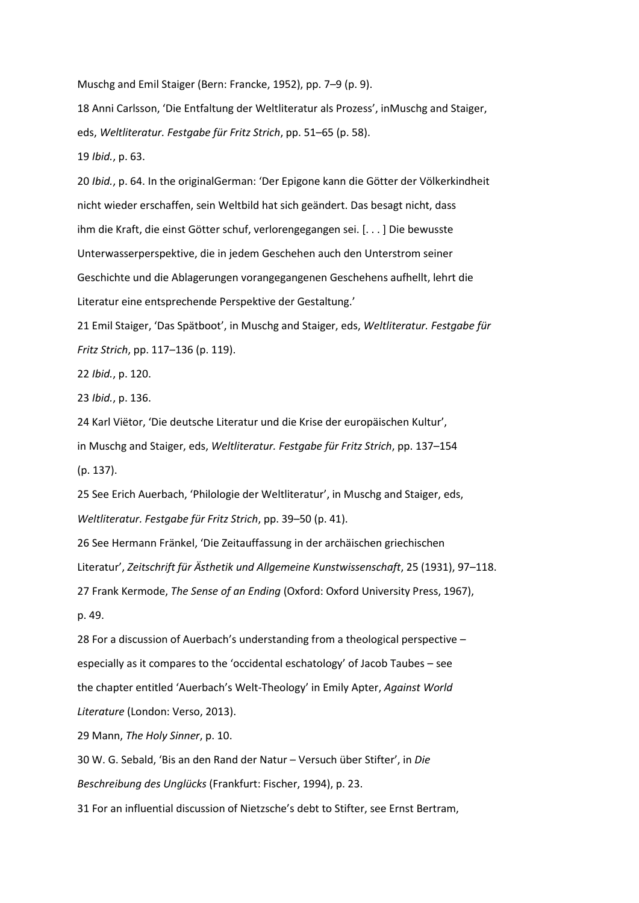Muschg and Emil Staiger (Bern: Francke, 1952), pp. 7–9 (p. 9).

18 Anni Carlsson, 'Die Entfaltung der Weltliteratur als Prozess', inMuschg and Staiger, eds, *Weltliteratur. Festgabe für Fritz Strich*, pp. 51–65 (p. 58).

19 *Ibid.*, p. 63.

20 *Ibid.*, p. 64. In the originalGerman: 'Der Epigone kann die Götter der Völkerkindheit nicht wieder erschaffen, sein Weltbild hat sich geändert. Das besagt nicht, dass ihm die Kraft, die einst Götter schuf, verlorengegangen sei. [. . . ] Die bewusste Unterwasserperspektive, die in jedem Geschehen auch den Unterstrom seiner Geschichte und die Ablagerungen vorangegangenen Geschehens aufhellt, lehrt die Literatur eine entsprechende Perspektive der Gestaltung.'

21 Emil Staiger, 'Das Spätboot', in Muschg and Staiger, eds, *Weltliteratur. Festgabe für Fritz Strich*, pp. 117–136 (p. 119).

22 *Ibid.*, p. 120.

23 *Ibid.*, p. 136.

24 Karl Viëtor, 'Die deutsche Literatur und die Krise der europäischen Kultur', in Muschg and Staiger, eds, *Weltliteratur. Festgabe für Fritz Strich*, pp. 137–154 (p. 137).

25 See Erich Auerbach, 'Philologie der Weltliteratur', in Muschg and Staiger, eds, *Weltliteratur. Festgabe für Fritz Strich*, pp. 39–50 (p. 41).

26 See Hermann Fränkel, 'Die Zeitauffassung in der archäischen griechischen Literatur', *Zeitschrift für Ästhetik und Allgemeine Kunstwissenschaft*, 25 (1931), 97–118.

27 Frank Kermode, *The Sense of an Ending* (Oxford: Oxford University Press, 1967), p. 49.

28 For a discussion of Auerbach's understanding from a theological perspective – especially as it compares to the 'occidental eschatology' of Jacob Taubes – see the chapter entitled 'Auerbach's Welt-Theology' in Emily Apter, *Against World Literature* (London: Verso, 2013).

29 Mann, *The Holy Sinner*, p. 10.

30 W. G. Sebald, 'Bis an den Rand der Natur – Versuch über Stifter', in *Die Beschreibung des Unglücks* (Frankfurt: Fischer, 1994), p. 23.

31 For an influential discussion of Nietzsche's debt to Stifter, see Ernst Bertram,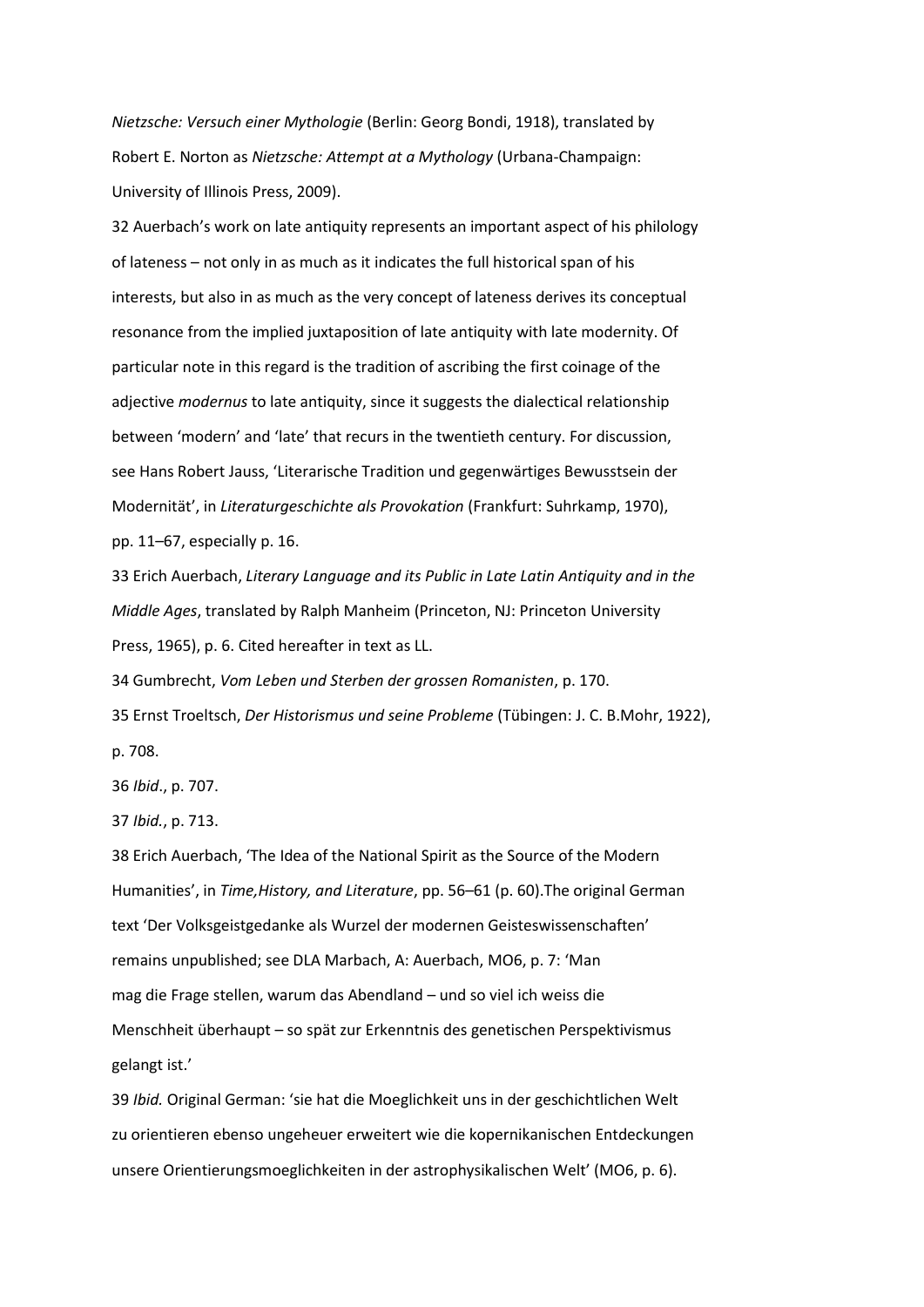*Nietzsche: Versuch einer Mythologie* (Berlin: Georg Bondi, 1918), translated by Robert E. Norton as *Nietzsche: Attempt at a Mythology* (Urbana-Champaign: University of Illinois Press, 2009).

32 Auerbach's work on late antiquity represents an important aspect of his philology of lateness – not only in as much as it indicates the full historical span of his interests, but also in as much as the very concept of lateness derives its conceptual resonance from the implied juxtaposition of late antiquity with late modernity. Of particular note in this regard is the tradition of ascribing the first coinage of the adjective *modernus* to late antiquity, since it suggests the dialectical relationship between 'modern' and 'late' that recurs in the twentieth century. For discussion, see Hans Robert Jauss, 'Literarische Tradition und gegenwärtiges Bewusstsein der Modernität', in *Literaturgeschichte als Provokation* (Frankfurt: Suhrkamp, 1970), pp. 11–67, especially p. 16.

33 Erich Auerbach, *Literary Language and its Public in Late Latin Antiquity and in the Middle Ages*, translated by Ralph Manheim (Princeton, NJ: Princeton University Press, 1965), p. 6. Cited hereafter in text as LL.

34 Gumbrecht, *Vom Leben und Sterben der grossen Romanisten*, p. 170.

35 Ernst Troeltsch, *Der Historismus und seine Probleme* (Tübingen: J. C. B.Mohr, 1922), p. 708.

36 *Ibid*., p. 707.

37 *Ibid.*, p. 713.

38 Erich Auerbach, 'The Idea of the National Spirit as the Source of the Modern Humanities', in *Time,History, and Literature*, pp. 56–61 (p. 60).The original German text 'Der Volksgeistgedanke als Wurzel der modernen Geisteswissenschaften' remains unpublished; see DLA Marbach, A: Auerbach, MO6, p. 7: 'Man mag die Frage stellen, warum das Abendland – und so viel ich weiss die Menschheit überhaupt – so spät zur Erkenntnis des genetischen Perspektivismus gelangt ist.'

39 *Ibid.* Original German: 'sie hat die Moeglichkeit uns in der geschichtlichen Welt zu orientieren ebenso ungeheuer erweitert wie die kopernikanischen Entdeckungen unsere Orientierungsmoeglichkeiten in der astrophysikalischen Welt' (MO6, p. 6).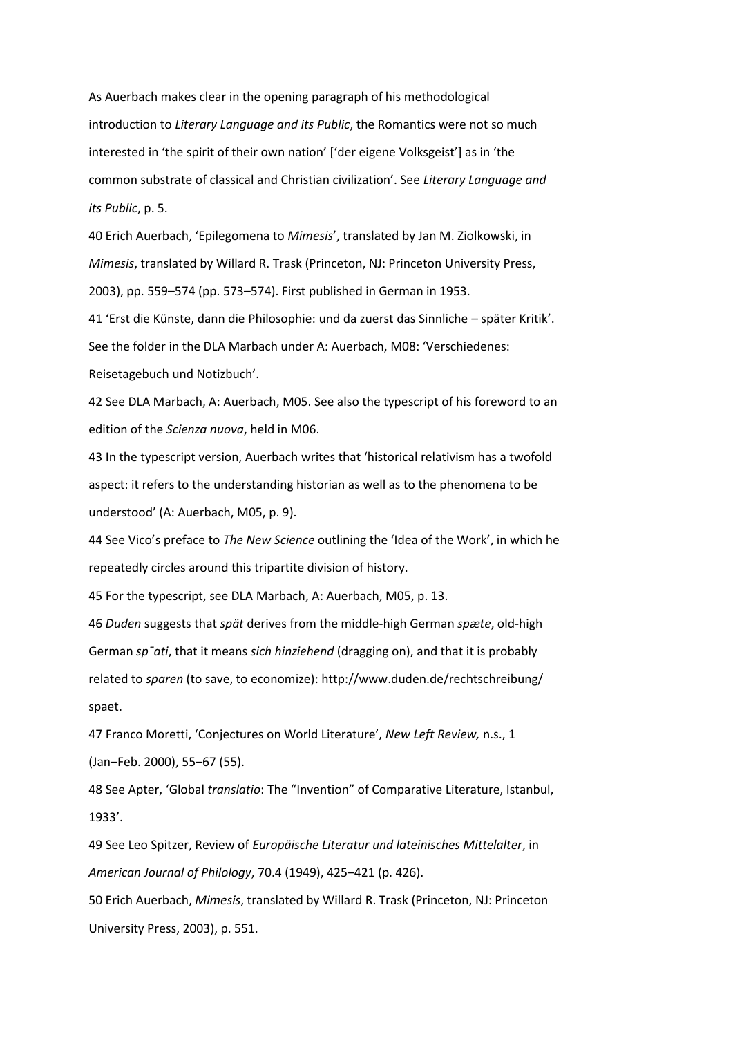As Auerbach makes clear in the opening paragraph of his methodological introduction to *Literary Language and its Public*, the Romantics were not so much interested in 'the spirit of their own nation' ['der eigene Volksgeist'] as in 'the common substrate of classical and Christian civilization'. See *Literary Language and its Public*, p. 5.

40 Erich Auerbach, 'Epilegomena to *Mimesis*', translated by Jan M. Ziolkowski, in *Mimesis*, translated by Willard R. Trask (Princeton, NJ: Princeton University Press, 2003), pp. 559–574 (pp. 573–574). First published in German in 1953.

41 'Erst die Künste, dann die Philosophie: und da zuerst das Sinnliche – später Kritik'. See the folder in the DLA Marbach under A: Auerbach, M08: 'Verschiedenes: Reisetagebuch und Notizbuch'.

42 See DLA Marbach, A: Auerbach, M05. See also the typescript of his foreword to an edition of the *Scienza nuova*, held in M06.

43 In the typescript version, Auerbach writes that 'historical relativism has a twofold aspect: it refers to the understanding historian as well as to the phenomena to be understood' (A: Auerbach, M05, p. 9).

44 See Vico's preface to *The New Science* outlining the 'Idea of the Work', in which he repeatedly circles around this tripartite division of history.

45 For the typescript, see DLA Marbach, A: Auerbach, M05, p. 13.

46 *Duden* suggests that *spät* derives from the middle-high German *spæte*, old-high German *sp¯ati*, that it means *sich hinziehend* (dragging on), and that it is probably related to *sparen* (to save, to economize): http://www.duden.de/rechtschreibung/spaet.

47 Franco Moretti, 'Conjectures on World Literature', *New Left Review,* n.s., 1 (Jan–Feb. 2000), 55–67 (55).

48 See Apter, 'Global *translatio*: The "Invention" of Comparative Literature, Istanbul, 1933'.

49 See Leo Spitzer, Review of *Europäische Literatur und lateinisches Mittelalter*, in *American Journal of Philology*, 70.4 (1949), 425–421 (p. 426).

50 Erich Auerbach, *Mimesis*, translated by Willard R. Trask (Princeton, NJ: Princeton University Press, 2003), p. 551.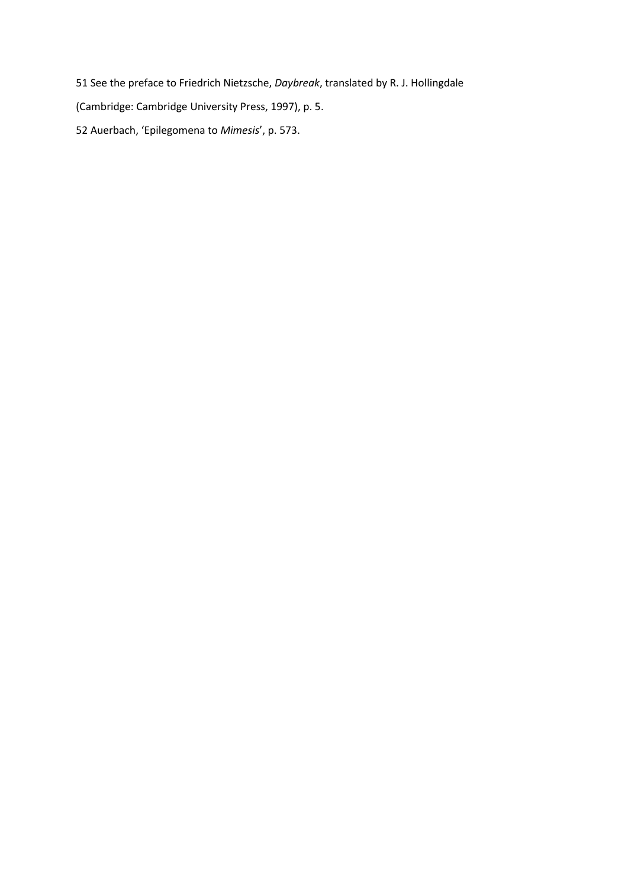51 See the preface to Friedrich Nietzsche, *Daybreak*, translated by R. J. Hollingdale (Cambridge: Cambridge University Press, 1997), p. 5.

52 Auerbach, 'Epilegomena to *Mimesis*', p. 573.